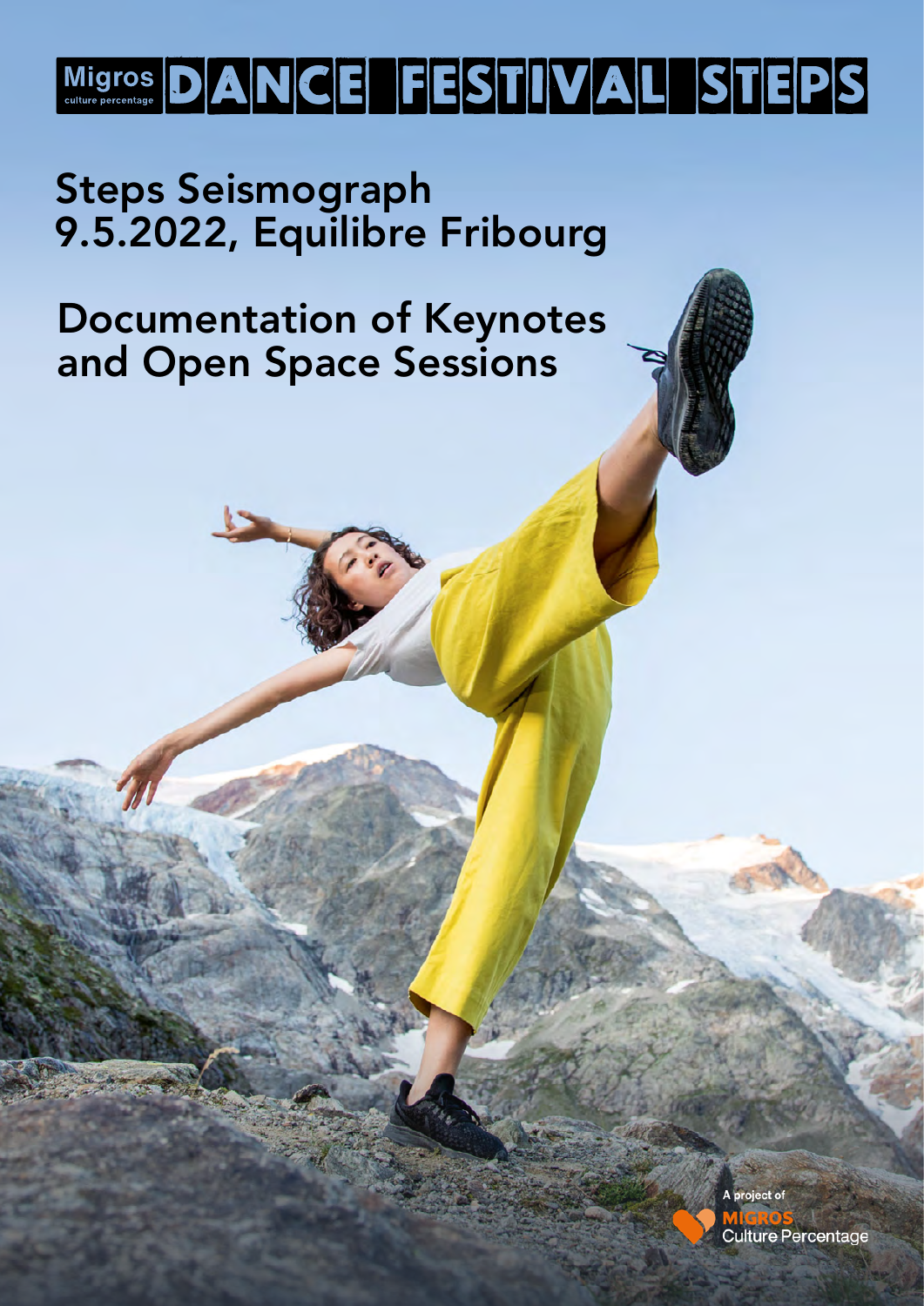Migros culture percentage DANCE FESTIVAL STEPS

# Steps Seismograph
# 9.5.2022, Equilibre Fribourg

## Documentation of Keynotes and Open Space Sessions

A project of MIGROS Culture Percentage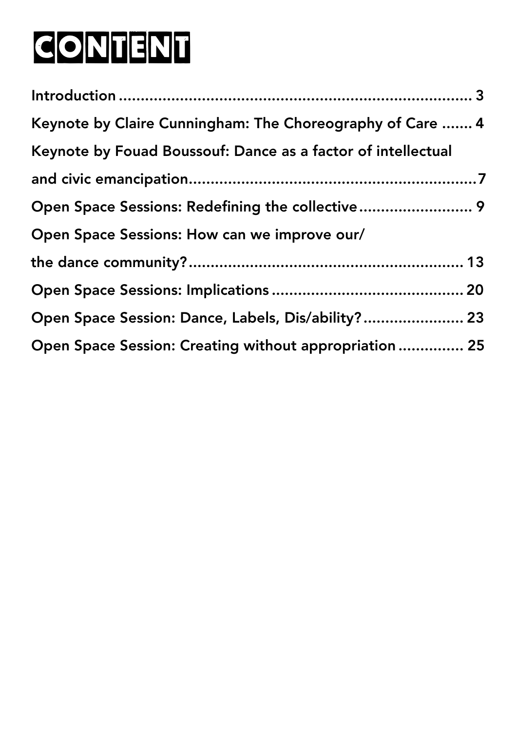# CONTENT

Introduction ........................................................................ 3

Keynote by Claire Cunningham: The Choreography of Care ....... 4

Keynote by Fouad Boussouf: Dance as a factor of intellectual and civic emancipation.................................................................7

Open Space Sessions: Redefining the collective.......................... 9

Open Space Sessions: How can we improve our/ the dance community?................................................................ 13

Open Space Sessions: Implications ............................................ 20

Open Space Session: Dance, Labels, Dis/ability?....................... 23

Open Space Session: Creating without appropriation ............... 25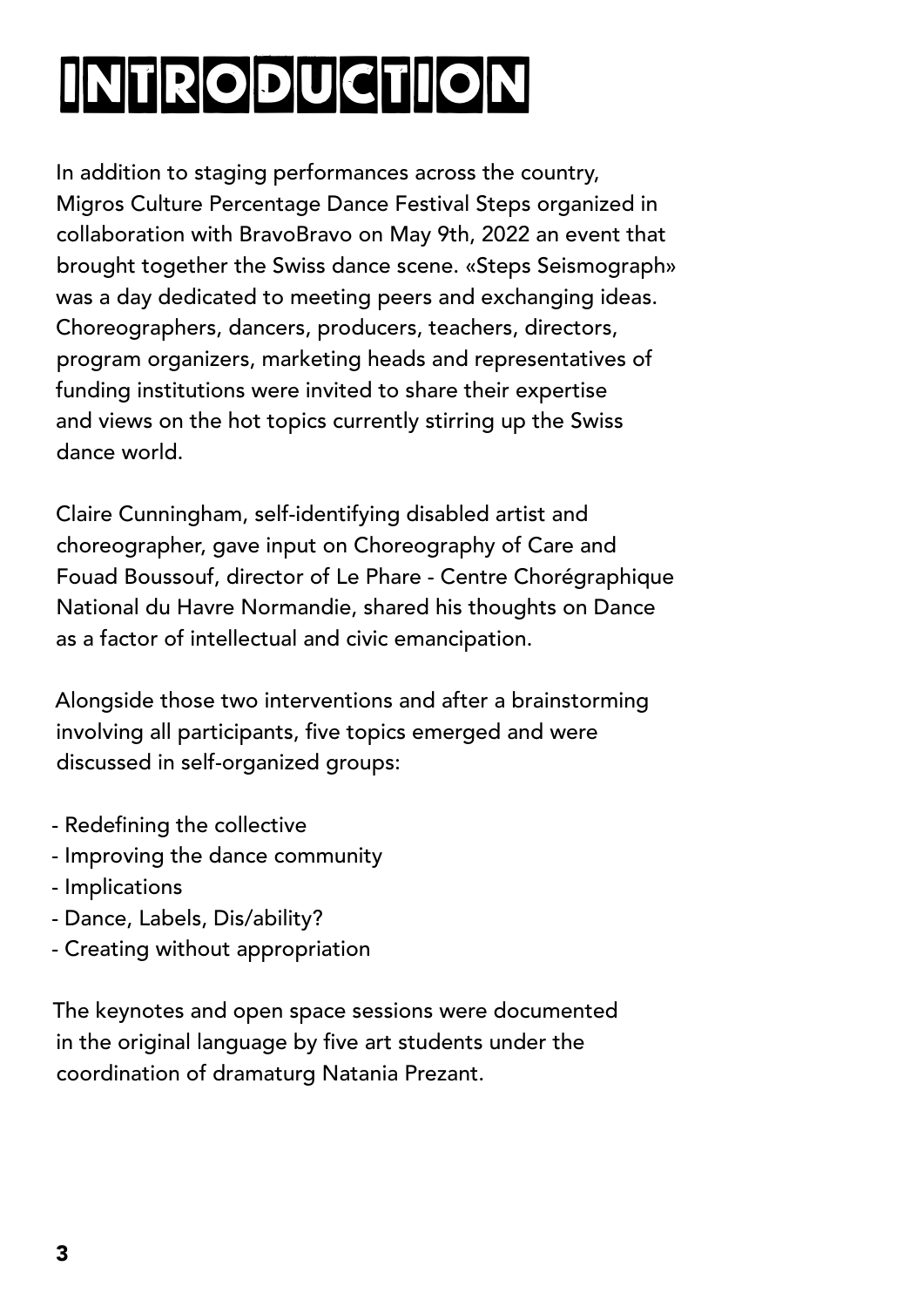# INTRODUCTION

In addition to staging performances across the country, Migros Culture Percentage Dance Festival Steps organized in collaboration with BravoBravo on May 9th, 2022 an event that brought together the Swiss dance scene. «Steps Seismograph» was a day dedicated to meeting peers and exchanging ideas. Choreographers, dancers, producers, teachers, directors, program organizers, marketing heads and representatives of funding institutions were invited to share their expertise and views on the hot topics currently stirring up the Swiss dance world.

Claire Cunningham, self-identifying disabled artist and choreographer, gave input on Choreography of Care and Fouad Boussouf, director of Le Phare - Centre Chorégraphique National du Havre Normandie, shared his thoughts on Dance as a factor of intellectual and civic emancipation.

Alongside those two interventions and after a brainstorming involving all participants, five topics emerged and were discussed in self-organized groups:

- Redefining the collective
- Improving the dance community
- Implications
- Dance, Labels, Dis/ability?
- Creating without appropriation

The keynotes and open space sessions were documented in the original language by five art students under the coordination of dramaturg Natania Prezant.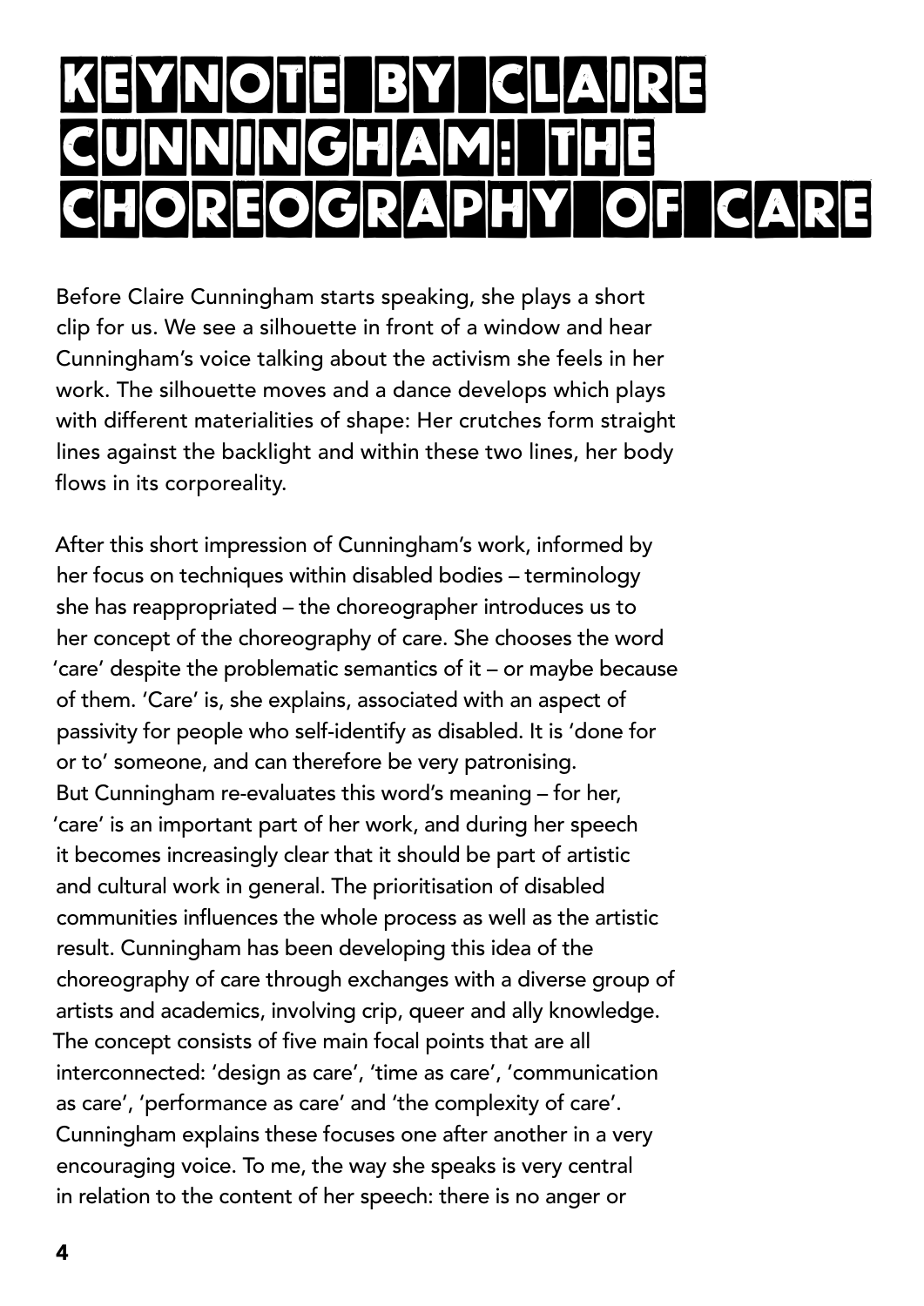# Keynote by Claire Cunningham: The Choreography of Care

Before Claire Cunningham starts speaking, she plays a short clip for us. We see a silhouette in front of a window and hear Cunningham's voice talking about the activism she feels in her work. The silhouette moves and a dance develops which plays with different materialities of shape: Her crutches form straight lines against the backlight and within these two lines, her body flows in its corporeality.

After this short impression of Cunningham's work, informed by her focus on techniques within disabled bodies – terminology she has reappropriated – the choreographer introduces us to her concept of the choreography of care. She chooses the word 'care' despite the problematic semantics of it – or maybe because of them. 'Care' is, she explains, associated with an aspect of passivity for people who self-identify as disabled. It is 'done for or to' someone, and can therefore be very patronising. But Cunningham re-evaluates this word's meaning – for her, 'care' is an important part of her work, and during her speech it becomes increasingly clear that it should be part of artistic and cultural work in general. The prioritisation of disabled communities influences the whole process as well as the artistic result. Cunningham has been developing this idea of the choreography of care through exchanges with a diverse group of artists and academics, involving crip, queer and ally knowledge. The concept consists of five main focal points that are all interconnected: 'design as care', 'time as care', 'communication as care', 'performance as care' and 'the complexity of care'. Cunningham explains these focuses one after another in a very encouraging voice. To me, the way she speaks is very central in relation to the content of her speech: there is no anger or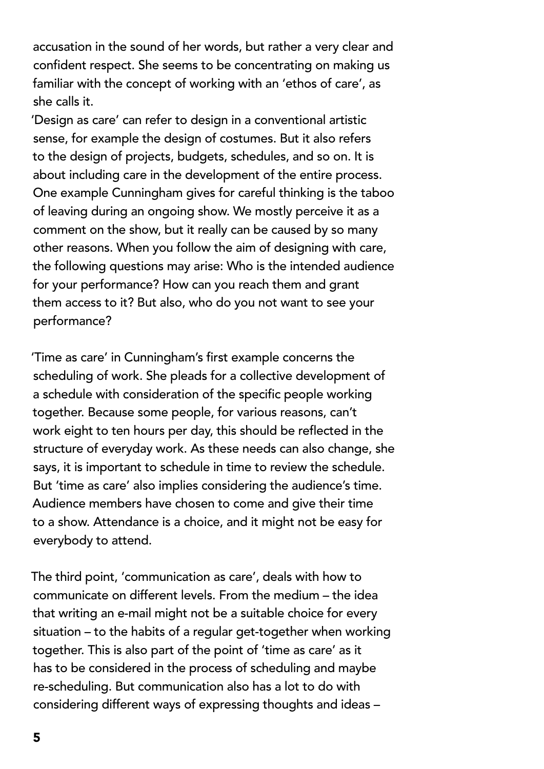accusation in the sound of her words, but rather a very clear and confident respect. She seems to be concentrating on making us familiar with the concept of working with an 'ethos of care', as she calls it.

'Design as care' can refer to design in a conventional artistic sense, for example the design of costumes. But it also refers to the design of projects, budgets, schedules, and so on. It is about including care in the development of the entire process. One example Cunningham gives for careful thinking is the taboo of leaving during an ongoing show. We mostly perceive it as a comment on the show, but it really can be caused by so many other reasons. When you follow the aim of designing with care, the following questions may arise: Who is the intended audience for your performance? How can you reach them and grant them access to it? But also, who do you not want to see your performance?

'Time as care' in Cunningham's first example concerns the scheduling of work. She pleads for a collective development of a schedule with consideration of the specific people working together. Because some people, for various reasons, can't work eight to ten hours per day, this should be reflected in the structure of everyday work. As these needs can also change, she says, it is important to schedule in time to review the schedule. But 'time as care' also implies considering the audience's time. Audience members have chosen to come and give their time to a show. Attendance is a choice, and it might not be easy for everybody to attend.

The third point, 'communication as care', deals with how to communicate on different levels. From the medium – the idea that writing an e-mail might not be a suitable choice for every situation – to the habits of a regular get-together when working together. This is also part of the point of 'time as care' as it has to be considered in the process of scheduling and maybe re-scheduling. But communication also has a lot to do with considering different ways of expressing thoughts and ideas –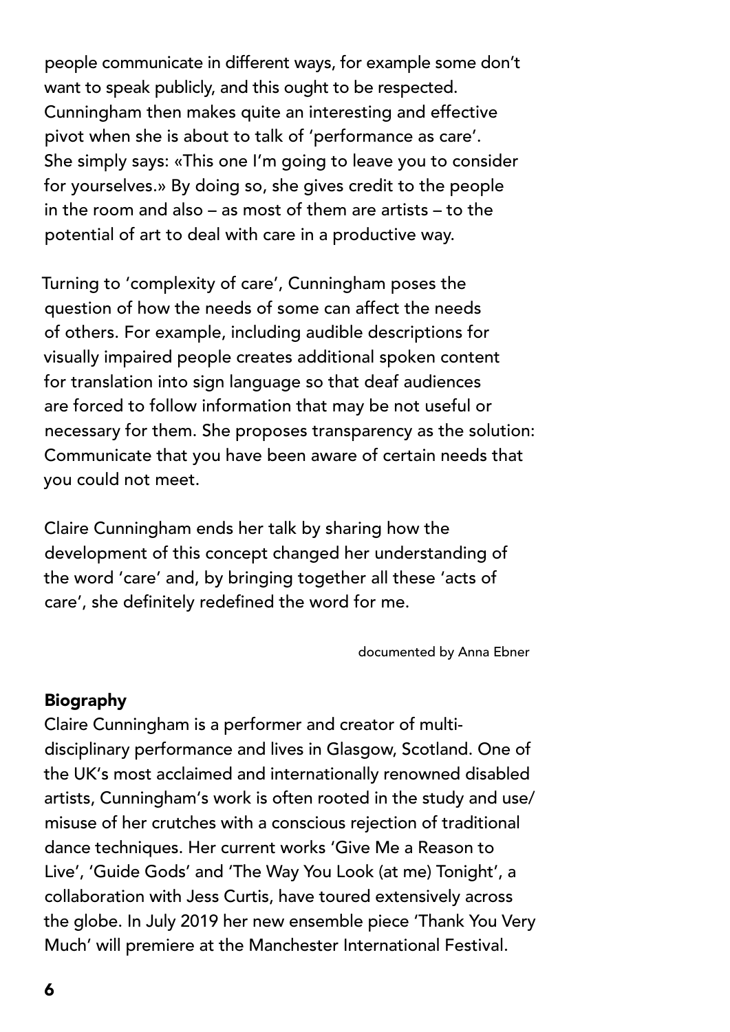people communicate in different ways, for example some don't want to speak publicly, and this ought to be respected. Cunningham then makes quite an interesting and effective pivot when she is about to talk of 'performance as care'. She simply says: «This one I'm going to leave you to consider for yourselves.» By doing so, she gives credit to the people in the room and also – as most of them are artists – to the potential of art to deal with care in a productive way.

Turning to 'complexity of care', Cunningham poses the question of how the needs of some can affect the needs of others. For example, including audible descriptions for visually impaired people creates additional spoken content for translation into sign language so that deaf audiences are forced to follow information that may be not useful or necessary for them. She proposes transparency as the solution: Communicate that you have been aware of certain needs that you could not meet.

Claire Cunningham ends her talk by sharing how the development of this concept changed her understanding of the word 'care' and, by bringing together all these 'acts of care', she definitely redefined the word for me.

documented by Anna Ebner

**Biography**

Claire Cunningham is a performer and creator of multi-disciplinary performance and lives in Glasgow, Scotland. One of the UK's most acclaimed and internationally renowned disabled artists, Cunningham's work is often rooted in the study and use/misuse of her crutches with a conscious rejection of traditional dance techniques. Her current works 'Give Me a Reason to Live', 'Guide Gods' and 'The Way You Look (at me) Tonight', a collaboration with Jess Curtis, have toured extensively across the globe. In July 2019 her new ensemble piece 'Thank You Very Much' will premiere at the Manchester International Festival.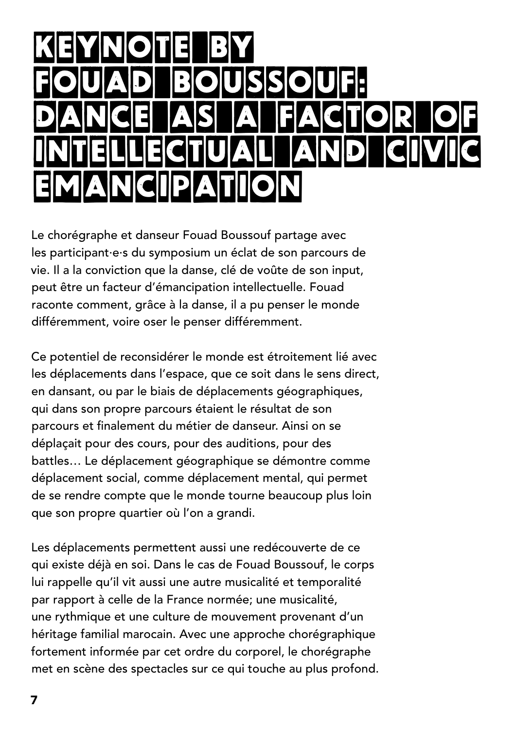# KEYNOTE BY FOUAD BOUSSOUF: DANCE AS A FACTOR OF INTELLECTUAL AND CIVIC EMANCIPATION

Le chorégraphe et danseur Fouad Boussouf partage avec les participant·e·s du symposium un éclat de son parcours de vie. Il a la conviction que la danse, clé de voûte de son input, peut être un facteur d'émancipation intellectuelle. Fouad raconte comment, grâce à la danse, il a pu penser le monde différemment, voire oser le penser différemment.

Ce potentiel de reconsidérer le monde est étroitement lié avec les déplacements dans l'espace, que ce soit dans le sens direct, en dansant, ou par le biais de déplacements géographiques, qui dans son propre parcours étaient le résultat de son parcours et finalement du métier de danseur. Ainsi on se déplaçait pour des cours, pour des auditions, pour des battles… Le déplacement géographique se démontre comme déplacement social, comme déplacement mental, qui permet de se rendre compte que le monde tourne beaucoup plus loin que son propre quartier où l'on a grandi.

Les déplacements permettent aussi une redécouverte de ce qui existe déjà en soi. Dans le cas de Fouad Boussouf, le corps lui rappelle qu'il vit aussi une autre musicalité et temporalité par rapport à celle de la France normée; une musicalité, une rythmique et une culture de mouvement provenant d'un héritage familial marocain. Avec une approche chorégraphique fortement informée par cet ordre du corporel, le chorégraphe met en scène des spectacles sur ce qui touche au plus profond.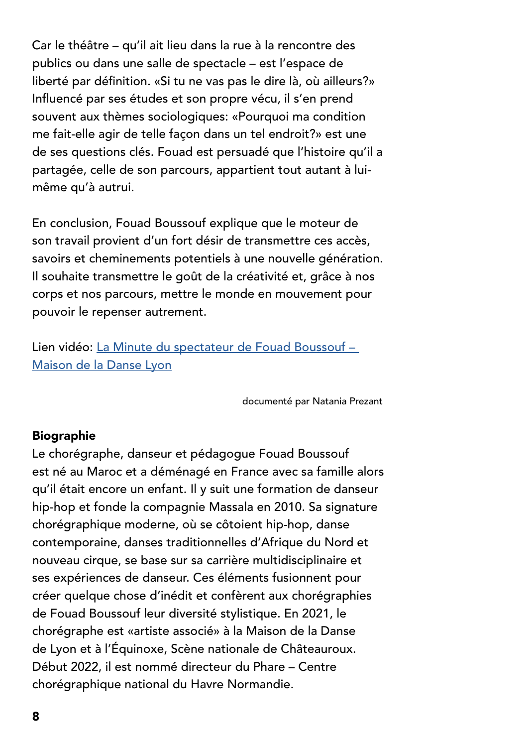Car le théâtre – qu'il ait lieu dans la rue à la rencontre des publics ou dans une salle de spectacle – est l'espace de liberté par définition. «Si tu ne vas pas le dire là, où ailleurs?» Influencé par ses études et son propre vécu, il s'en prend souvent aux thèmes sociologiques: «Pourquoi ma condition me fait-elle agir de telle façon dans un tel endroit?» est une de ses questions clés. Fouad est persuadé que l'histoire qu'il a partagée, celle de son parcours, appartient tout autant à lui-même qu'à autrui.

En conclusion, Fouad Boussouf explique que le moteur de son travail provient d'un fort désir de transmettre ces accès, savoirs et cheminements potentiels à une nouvelle génération. Il souhaite transmettre le goût de la créativité et, grâce à nos corps et nos parcours, mettre le monde en mouvement pour pouvoir le repenser autrement.

Lien vidéo: La Minute du spectateur de Fouad Boussouf – Maison de la Danse Lyon

documenté par Natania Prezant

**Biographie**

Le chorégraphe, danseur et pédagogue Fouad Boussouf est né au Maroc et a déménagé en France avec sa famille alors qu'il était encore un enfant. Il y suit une formation de danseur hip-hop et fonde la compagnie Massala en 2010. Sa signature chorégraphique moderne, où se côtoient hip-hop, danse contemporaine, danses traditionnelles d'Afrique du Nord et nouveau cirque, se base sur sa carrière multidisciplinaire et ses expériences de danseur. Ces éléments fusionnent pour créer quelque chose d'inédit et confèrent aux chorégraphies de Fouad Boussouf leur diversité stylistique. En 2021, le chorégraphe est «artiste associé» à la Maison de la Danse de Lyon et à l'Équinoxe, Scène nationale de Châteauroux. Début 2022, il est nommé directeur du Phare – Centre chorégraphique national du Havre Normandie.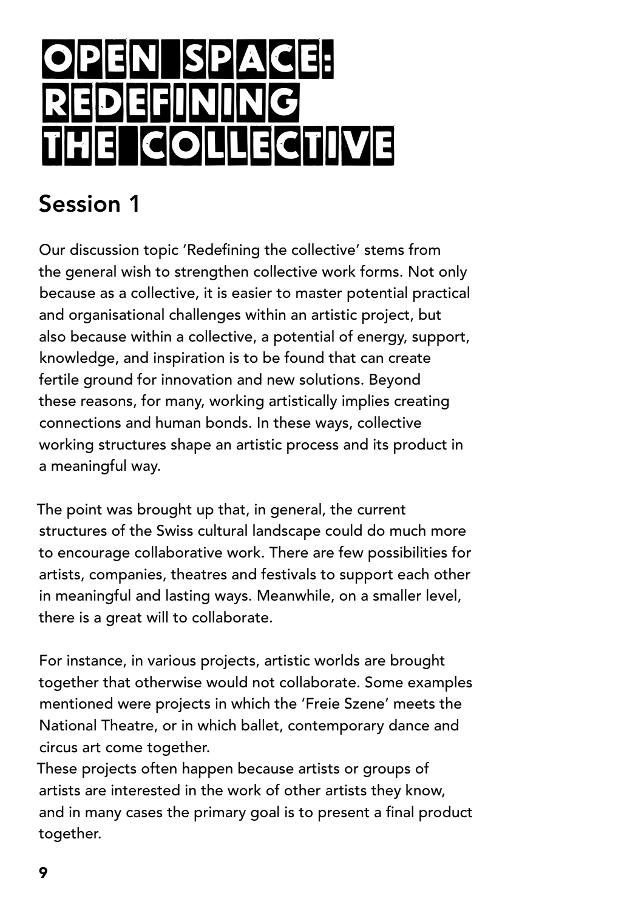# OPEN SPACE: REDEFINING THE COLLECTIVE

## Session 1

Our discussion topic 'Redefining the collective' stems from the general wish to strengthen collective work forms. Not only because as a collective, it is easier to master potential practical and organisational challenges within an artistic project, but also because within a collective, a potential of energy, support, knowledge, and inspiration is to be found that can create fertile ground for innovation and new solutions. Beyond these reasons, for many, working artistically implies creating connections and human bonds. In these ways, collective working structures shape an artistic process and its product in a meaningful way.

The point was brought up that, in general, the current structures of the Swiss cultural landscape could do much more to encourage collaborative work. There are few possibilities for artists, companies, theatres and festivals to support each other in meaningful and lasting ways. Meanwhile, on a smaller level, there is a great will to collaborate.

For instance, in various projects, artistic worlds are brought together that otherwise would not collaborate. Some examples mentioned were projects in which the 'Freie Szene' meets the National Theatre, or in which ballet, contemporary dance and circus art come together.
These projects often happen because artists or groups of artists are interested in the work of other artists they know, and in many cases the primary goal is to present a final product together.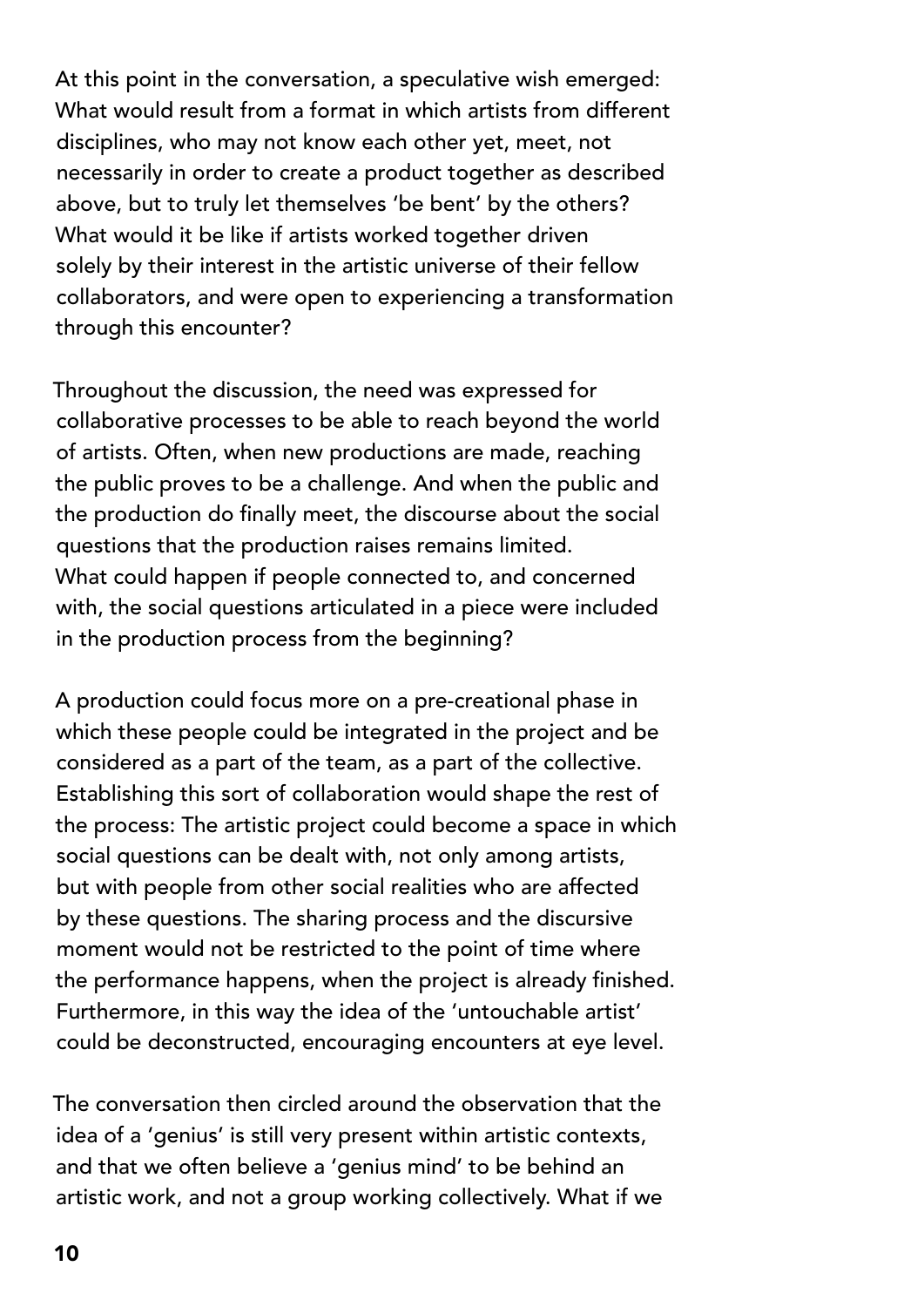At this point in the conversation, a speculative wish emerged: What would result from a format in which artists from different disciplines, who may not know each other yet, meet, not necessarily in order to create a product together as described above, but to truly let themselves 'be bent' by the others? What would it be like if artists worked together driven solely by their interest in the artistic universe of their fellow collaborators, and were open to experiencing a transformation through this encounter?

Throughout the discussion, the need was expressed for collaborative processes to be able to reach beyond the world of artists. Often, when new productions are made, reaching the public proves to be a challenge. And when the public and the production do finally meet, the discourse about the social questions that the production raises remains limited. What could happen if people connected to, and concerned with, the social questions articulated in a piece were included in the production process from the beginning?

A production could focus more on a pre-creational phase in which these people could be integrated in the project and be considered as a part of the team, as a part of the collective. Establishing this sort of collaboration would shape the rest of the process: The artistic project could become a space in which social questions can be dealt with, not only among artists, but with people from other social realities who are affected by these questions. The sharing process and the discursive moment would not be restricted to the point of time where the performance happens, when the project is already finished. Furthermore, in this way the idea of the 'untouchable artist' could be deconstructed, encouraging encounters at eye level.

The conversation then circled around the observation that the idea of a 'genius' is still very present within artistic contexts, and that we often believe a 'genius mind' to be behind an artistic work, and not a group working collectively. What if we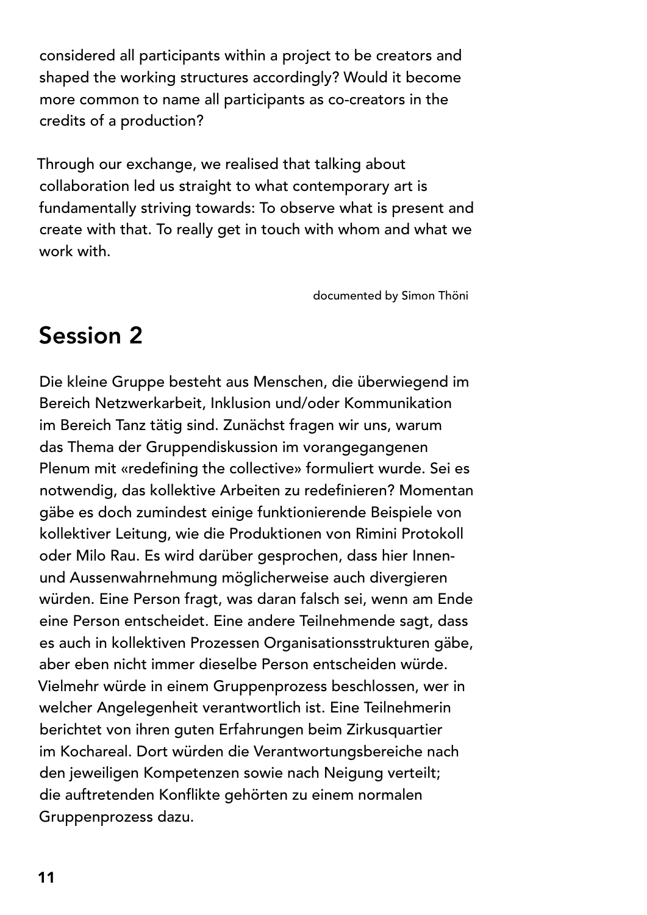considered all participants within a project to be creators and shaped the working structures accordingly? Would it become more common to name all participants as co-creators in the credits of a production?

Through our exchange, we realised that talking about collaboration led us straight to what contemporary art is fundamentally striving towards: To observe what is present and create with that. To really get in touch with whom and what we work with.

documented by Simon Thöni

## Session 2

Die kleine Gruppe besteht aus Menschen, die überwiegend im Bereich Netzwerkarbeit, Inklusion und/oder Kommunikation im Bereich Tanz tätig sind. Zunächst fragen wir uns, warum das Thema der Gruppendiskussion im vorangegangenen Plenum mit «redefining the collective» formuliert wurde. Sei es notwendig, das kollektive Arbeiten zu redefinieren? Momentan gäbe es doch zumindest einige funktionierende Beispiele von kollektiver Leitung, wie die Produktionen von Rimini Protokoll oder Milo Rau. Es wird darüber gesprochen, dass hier Innen- und Aussenwahrnehmung möglicherweise auch divergieren würden. Eine Person fragt, was daran falsch sei, wenn am Ende eine Person entscheidet. Eine andere Teilnehmende sagt, dass es auch in kollektiven Prozessen Organisationsstrukturen gäbe, aber eben nicht immer dieselbe Person entscheiden würde. Vielmehr würde in einem Gruppenprozess beschlossen, wer in welcher Angelegenheit verantwortlich ist. Eine Teilnehmerin berichtet von ihren guten Erfahrungen beim Zirkusquartier im Kochareal. Dort würden die Verantwortungsbereiche nach den jeweiligen Kompetenzen sowie nach Neigung verteilt; die auftretenden Konflikte gehörten zu einem normalen Gruppenprozess dazu.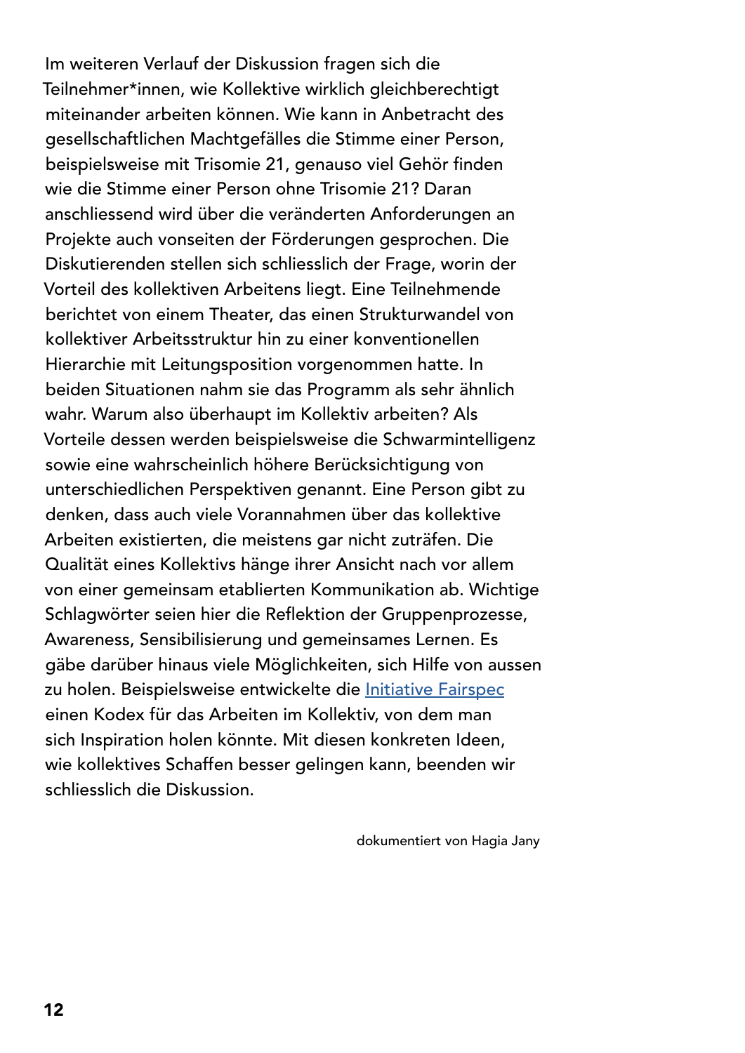Im weiteren Verlauf der Diskussion fragen sich die Teilnehmer*innen, wie Kollektive wirklich gleichberechtigt miteinander arbeiten können. Wie kann in Anbetracht des gesellschaftlichen Machtgefälles die Stimme einer Person, beispielsweise mit Trisomie 21, genauso viel Gehör finden wie die Stimme einer Person ohne Trisomie 21? Daran anschliessend wird über die veränderten Anforderungen an Projekte auch vonseiten der Förderungen gesprochen. Die Diskutierenden stellen sich schliesslich der Frage, worin der Vorteil des kollektiven Arbeitens liegt. Eine Teilnehmende berichtet von einem Theater, das einen Strukturwandel von kollektiver Arbeitsstruktur hin zu einer konventionellen Hierarchie mit Leitungsposition vorgenommen hatte. In beiden Situationen nahm sie das Programm als sehr ähnlich wahr. Warum also überhaupt im Kollektiv arbeiten? Als Vorteile dessen werden beispielsweise die Schwarmintelligenz sowie eine wahrscheinlich höhere Berücksichtigung von unterschiedlichen Perspektiven genannt. Eine Person gibt zu denken, dass auch viele Vorannahmen über das kollektive Arbeiten existierten, die meistens gar nicht zuträfen. Die Qualität eines Kollektivs hänge ihrer Ansicht nach vor allem von einer gemeinsam etablierten Kommunikation ab. Wichtige Schlagwörter seien hier die Reflektion der Gruppenprozesse, Awareness, Sensibilisierung und gemeinsames Lernen. Es gäbe darüber hinaus viele Möglichkeiten, sich Hilfe von aussen zu holen. Beispielsweise entwickelte die Initiative Fairspec einen Kodex für das Arbeiten im Kollektiv, von dem man sich Inspiration holen könnte. Mit diesen konkreten Ideen, wie kollektives Schaffen besser gelingen kann, beenden wir schliesslich die Diskussion.

dokumentiert von Hagia Jany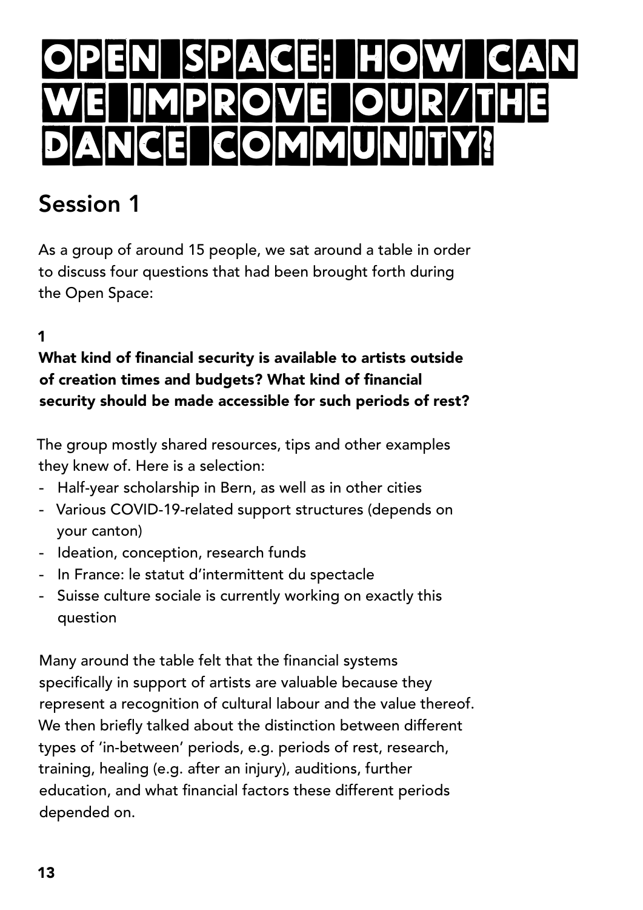# Open Space: How can we improve our/the dance community?

## Session 1

As a group of around 15 people, we sat around a table in order to discuss four questions that had been brought forth during the Open Space:

**1**

**What kind of financial security is available to artists outside of creation times and budgets? What kind of financial security should be made accessible for such periods of rest?**

The group mostly shared resources, tips and other examples they knew of. Here is a selection:

- Half-year scholarship in Bern, as well as in other cities
- Various COVID-19-related support structures (depends on your canton)
- Ideation, conception, research funds
- In France: le statut d'intermittent du spectacle
- Suisse culture sociale is currently working on exactly this question

Many around the table felt that the financial systems specifically in support of artists are valuable because they represent a recognition of cultural labour and the value thereof. We then briefly talked about the distinction between different types of 'in-between' periods, e.g. periods of rest, research, training, healing (e.g. after an injury), auditions, further education, and what financial factors these different periods depended on.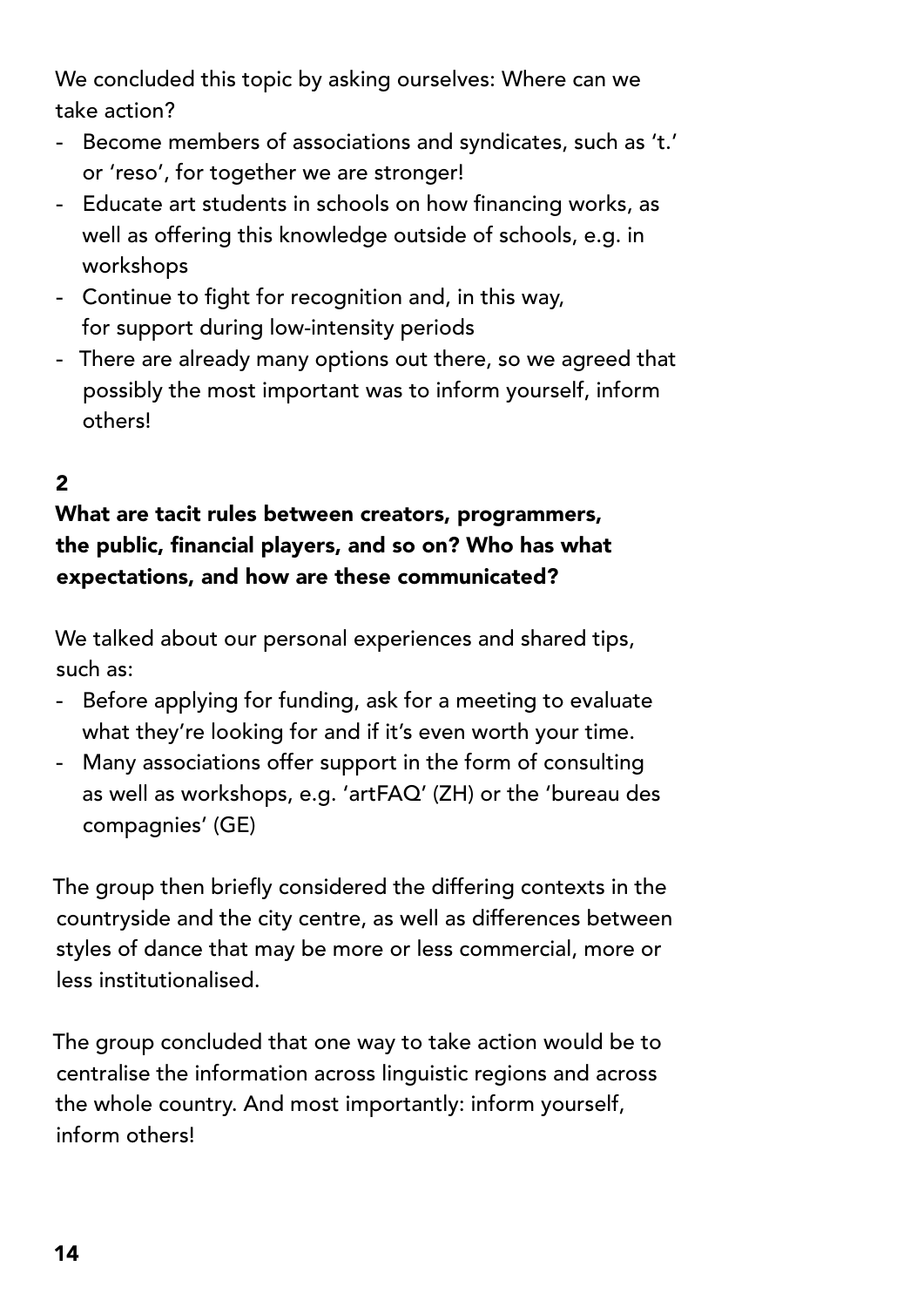We concluded this topic by asking ourselves: Where can we take action?

- Become members of associations and syndicates, such as 't.' or 'reso', for together we are stronger!
- Educate art students in schools on how financing works, as well as offering this knowledge outside of schools, e.g. in workshops
- Continue to fight for recognition and, in this way, for support during low-intensity periods
- There are already many options out there, so we agreed that possibly the most important was to inform yourself, inform others!

## 2

## What are tacit rules between creators, programmers, the public, financial players, and so on? Who has what expectations, and how are these communicated?

We talked about our personal experiences and shared tips, such as:

- Before applying for funding, ask for a meeting to evaluate what they're looking for and if it's even worth your time.
- Many associations offer support in the form of consulting as well as workshops, e.g. 'artFAQ' (ZH) or the 'bureau des compagnies' (GE)

The group then briefly considered the differing contexts in the countryside and the city centre, as well as differences between styles of dance that may be more or less commercial, more or less institutionalised.

The group concluded that one way to take action would be to centralise the information across linguistic regions and across the whole country. And most importantly: inform yourself, inform others!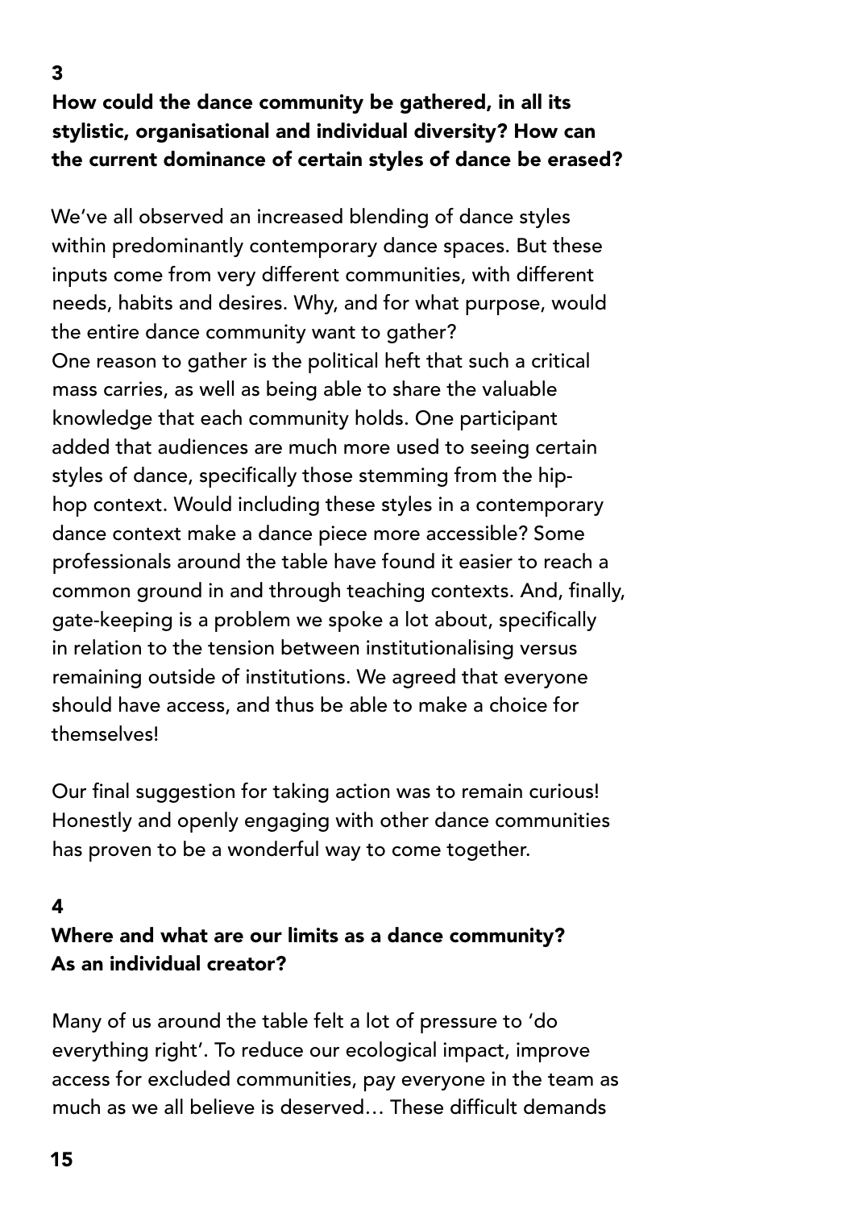## 3

## How could the dance community be gathered, in all its stylistic, organisational and individual diversity? How can the current dominance of certain styles of dance be erased?

We've all observed an increased blending of dance styles within predominantly contemporary dance spaces. But these inputs come from very different communities, with different needs, habits and desires. Why, and for what purpose, would the entire dance community want to gather?
One reason to gather is the political heft that such a critical mass carries, as well as being able to share the valuable knowledge that each community holds. One participant added that audiences are much more used to seeing certain styles of dance, specifically those stemming from the hip-hop context. Would including these styles in a contemporary dance context make a dance piece more accessible? Some professionals around the table have found it easier to reach a common ground in and through teaching contexts. And, finally, gate-keeping is a problem we spoke a lot about, specifically in relation to the tension between institutionalising versus remaining outside of institutions. We agreed that everyone should have access, and thus be able to make a choice for themselves!

Our final suggestion for taking action was to remain curious! Honestly and openly engaging with other dance communities has proven to be a wonderful way to come together.

## 4

## Where and what are our limits as a dance community? As an individual creator?

Many of us around the table felt a lot of pressure to 'do everything right'. To reduce our ecological impact, improve access for excluded communities, pay everyone in the team as much as we all believe is deserved… These difficult demands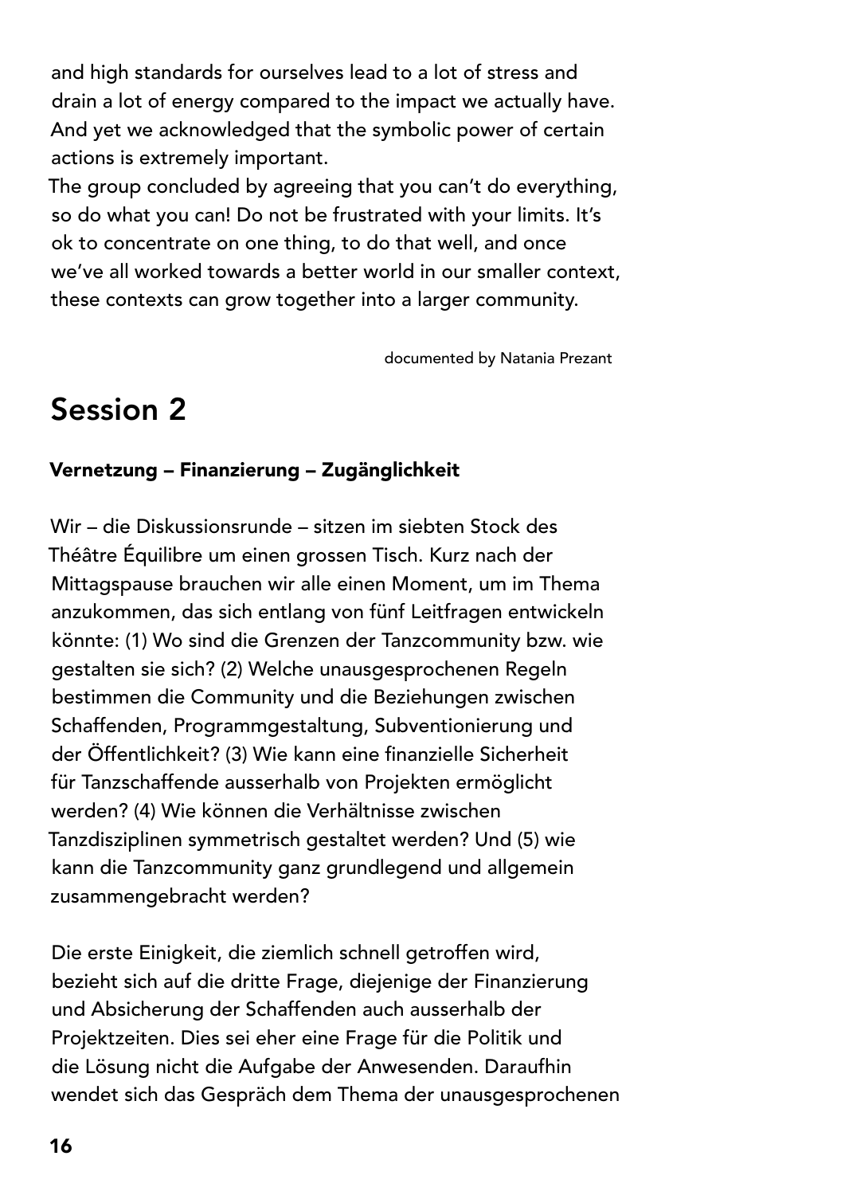and high standards for ourselves lead to a lot of stress and drain a lot of energy compared to the impact we actually have. And yet we acknowledged that the symbolic power of certain actions is extremely important.

The group concluded by agreeing that you can't do everything, so do what you can! Do not be frustrated with your limits. It's ok to concentrate on one thing, to do that well, and once we've all worked towards a better world in our smaller context, these contexts can grow together into a larger community.

documented by Natania Prezant

## Session 2

### Vernetzung – Finanzierung – Zugänglichkeit

Wir – die Diskussionsrunde – sitzen im siebten Stock des Théâtre Équilibre um einen grossen Tisch. Kurz nach der Mittagspause brauchen wir alle einen Moment, um im Thema anzukommen, das sich entlang von fünf Leitfragen entwickeln könnte: (1) Wo sind die Grenzen der Tanzcommunity bzw. wie gestalten sie sich? (2) Welche unausgesprochenen Regeln bestimmen die Community und die Beziehungen zwischen Schaffenden, Programmgestaltung, Subventionierung und der Öffentlichkeit? (3) Wie kann eine finanzielle Sicherheit für Tanzschaffende ausserhalb von Projekten ermöglicht werden? (4) Wie können die Verhältnisse zwischen Tanzdisziplinen symmetrisch gestaltet werden? Und (5) wie kann die Tanzcommunity ganz grundlegend und allgemein zusammengebracht werden?

Die erste Einigkeit, die ziemlich schnell getroffen wird, bezieht sich auf die dritte Frage, diejenige der Finanzierung und Absicherung der Schaffenden auch ausserhalb der Projektzeiten. Dies sei eher eine Frage für die Politik und die Lösung nicht die Aufgabe der Anwesenden. Daraufhin wendet sich das Gespräch dem Thema der unausgesprochenen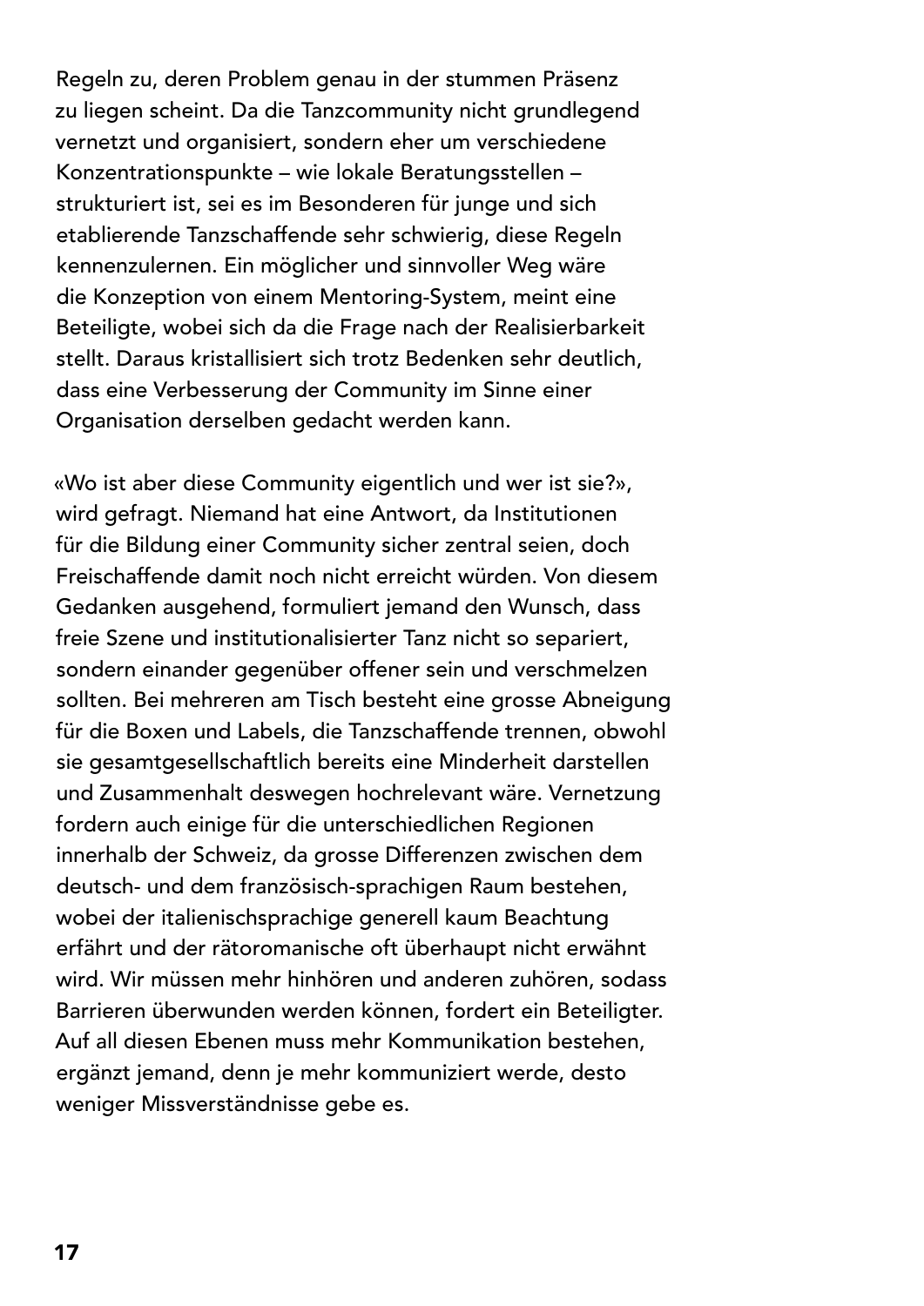Regeln zu, deren Problem genau in der stummen Präsenz zu liegen scheint. Da die Tanzcommunity nicht grundlegend vernetzt und organisiert, sondern eher um verschiedene Konzentrationspunkte – wie lokale Beratungsstellen – strukturiert ist, sei es im Besonderen für junge und sich etablierende Tanzschaffende sehr schwierig, diese Regeln kennenzulernen. Ein möglicher und sinnvoller Weg wäre die Konzeption von einem Mentoring-System, meint eine Beteiligte, wobei sich da die Frage nach der Realisierbarkeit stellt. Daraus kristallisiert sich trotz Bedenken sehr deutlich, dass eine Verbesserung der Community im Sinne einer Organisation derselben gedacht werden kann.

«Wo ist aber diese Community eigentlich und wer ist sie?», wird gefragt. Niemand hat eine Antwort, da Institutionen für die Bildung einer Community sicher zentral seien, doch Freischaffende damit noch nicht erreicht würden. Von diesem Gedanken ausgehend, formuliert jemand den Wunsch, dass freie Szene und institutionalisierter Tanz nicht so separiert, sondern einander gegenüber offener sein und verschmelzen sollten. Bei mehreren am Tisch besteht eine grosse Abneigung für die Boxen und Labels, die Tanzschaffende trennen, obwohl sie gesamtgesellschaftlich bereits eine Minderheit darstellen und Zusammenhalt deswegen hochrelevant wäre. Vernetzung fordern auch einige für die unterschiedlichen Regionen innerhalb der Schweiz, da grosse Differenzen zwischen dem deutsch- und dem französisch-sprachigen Raum bestehen, wobei der italienischsprachige generell kaum Beachtung erfährt und der rätoromanische oft überhaupt nicht erwähnt wird. Wir müssen mehr hinhören und anderen zuhören, sodass Barrieren überwunden werden können, fordert ein Beteiligter. Auf all diesen Ebenen muss mehr Kommunikation bestehen, ergänzt jemand, denn je mehr kommuniziert werde, desto weniger Missverständnisse gebe es.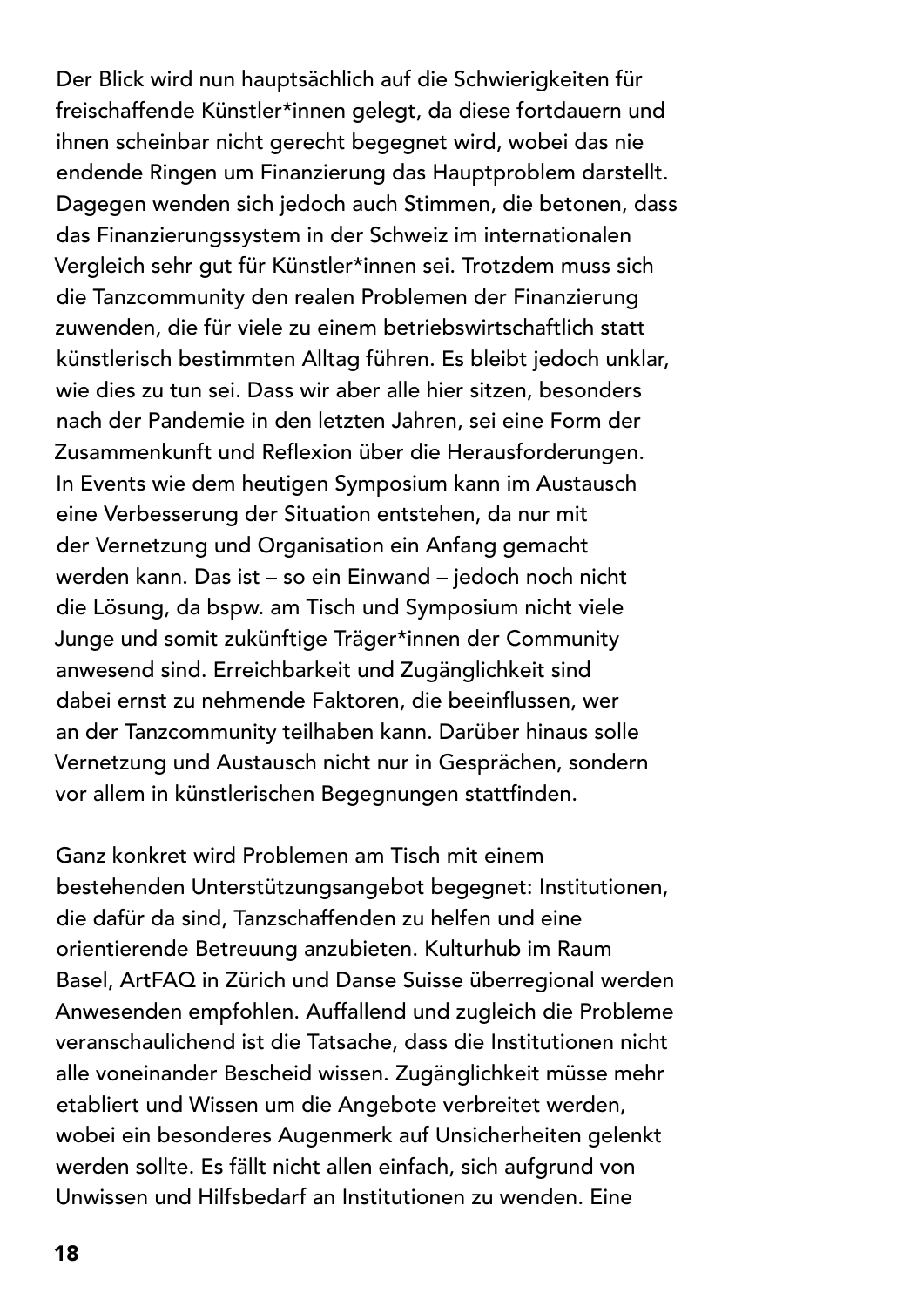Der Blick wird nun hauptsächlich auf die Schwierigkeiten für freischaffende Künstler*innen gelegt, da diese fortdauern und ihnen scheinbar nicht gerecht begegnet wird, wobei das nie endende Ringen um Finanzierung das Hauptproblem darstellt. Dagegen wenden sich jedoch auch Stimmen, die betonen, dass das Finanzierungssystem in der Schweiz im internationalen Vergleich sehr gut für Künstler*innen sei. Trotzdem muss sich die Tanzcommunity den realen Problemen der Finanzierung zuwenden, die für viele zu einem betriebswirtschaftlich statt künstlerisch bestimmten Alltag führen. Es bleibt jedoch unklar, wie dies zu tun sei. Dass wir aber alle hier sitzen, besonders nach der Pandemie in den letzten Jahren, sei eine Form der Zusammenkunft und Reflexion über die Herausforderungen. In Events wie dem heutigen Symposium kann im Austausch eine Verbesserung der Situation entstehen, da nur mit der Vernetzung und Organisation ein Anfang gemacht werden kann. Das ist – so ein Einwand – jedoch noch nicht die Lösung, da bspw. am Tisch und Symposium nicht viele Junge und somit zukünftige Träger*innen der Community anwesend sind. Erreichbarkeit und Zugänglichkeit sind dabei ernst zu nehmende Faktoren, die beeinflussen, wer an der Tanzcommunity teilhaben kann. Darüber hinaus solle Vernetzung und Austausch nicht nur in Gesprächen, sondern vor allem in künstlerischen Begegnungen stattfinden.

Ganz konkret wird Problemen am Tisch mit einem bestehenden Unterstützungsangebot begegnet: Institutionen, die dafür da sind, Tanzschaffenden zu helfen und eine orientierende Betreuung anzubieten. Kulturhub im Raum Basel, ArtFAQ in Zürich und Danse Suisse überregional werden Anwesenden empfohlen. Auffallend und zugleich die Probleme veranschaulichend ist die Tatsache, dass die Institutionen nicht alle voneinander Bescheid wissen. Zugänglichkeit müsse mehr etabliert und Wissen um die Angebote verbreitet werden, wobei ein besonderes Augenmerk auf Unsicherheiten gelenkt werden sollte. Es fällt nicht allen einfach, sich aufgrund von Unwissen und Hilfsbedarf an Institutionen zu wenden. Eine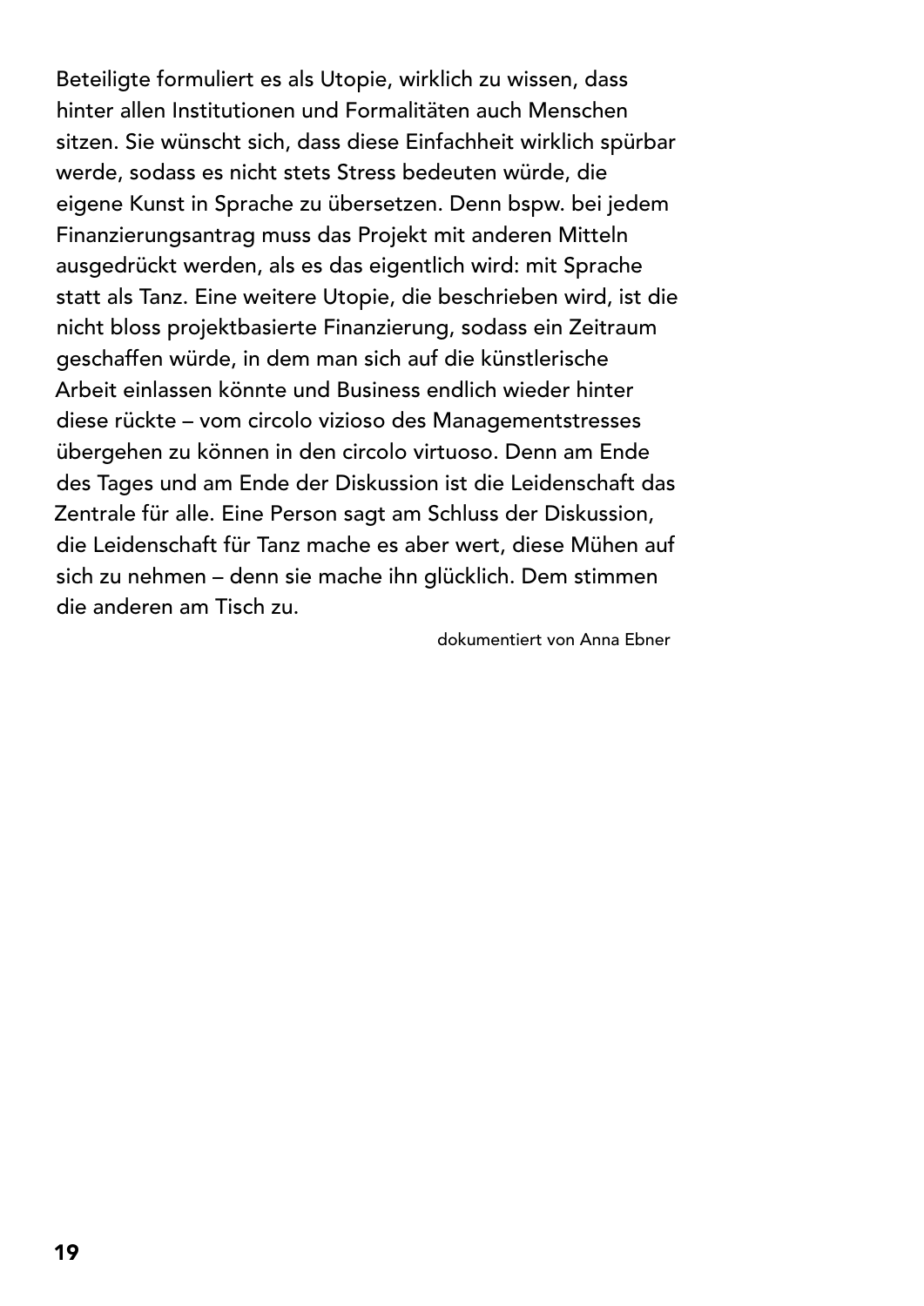Beteiligte formuliert es als Utopie, wirklich zu wissen, dass hinter allen Institutionen und Formalitäten auch Menschen sitzen. Sie wünscht sich, dass diese Einfachheit wirklich spürbar werde, sodass es nicht stets Stress bedeuten würde, die eigene Kunst in Sprache zu übersetzen. Denn bspw. bei jedem Finanzierungsantrag muss das Projekt mit anderen Mitteln ausgedrückt werden, als es das eigentlich wird: mit Sprache statt als Tanz. Eine weitere Utopie, die beschrieben wird, ist die nicht bloss projektbasierte Finanzierung, sodass ein Zeitraum geschaffen würde, in dem man sich auf die künstlerische Arbeit einlassen könnte und Business endlich wieder hinter diese rückte – vom circolo vizioso des Managementstresses übergehen zu können in den circolo virtuoso. Denn am Ende des Tages und am Ende der Diskussion ist die Leidenschaft das Zentrale für alle. Eine Person sagt am Schluss der Diskussion, die Leidenschaft für Tanz mache es aber wert, diese Mühen auf sich zu nehmen – denn sie mache ihn glücklich. Dem stimmen die anderen am Tisch zu.

dokumentiert von Anna Ebner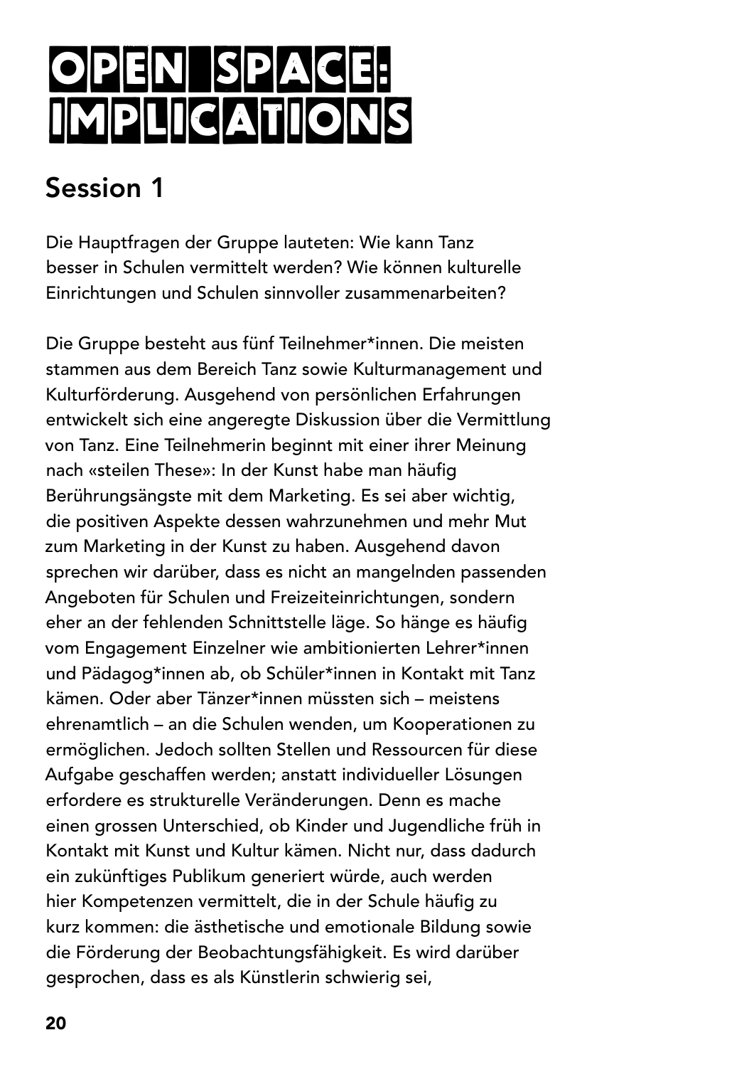# OPEN SPACE: IMPLICATIONS

## Session 1

Die Hauptfragen der Gruppe lauteten: Wie kann Tanz besser in Schulen vermittelt werden? Wie können kulturelle Einrichtungen und Schulen sinnvoller zusammenarbeiten?

Die Gruppe besteht aus fünf Teilnehmer*innen. Die meisten stammen aus dem Bereich Tanz sowie Kulturmanagement und Kulturförderung. Ausgehend von persönlichen Erfahrungen entwickelt sich eine angeregte Diskussion über die Vermittlung von Tanz. Eine Teilnehmerin beginnt mit einer ihrer Meinung nach «steilen These»: In der Kunst habe man häufig Berührungsängste mit dem Marketing. Es sei aber wichtig, die positiven Aspekte dessen wahrzunehmen und mehr Mut zum Marketing in der Kunst zu haben. Ausgehend davon sprechen wir darüber, dass es nicht an mangelnden passenden Angeboten für Schulen und Freizeiteinrichtungen, sondern eher an der fehlenden Schnittstelle läge. So hänge es häufig vom Engagement Einzelner wie ambitionierten Lehrer*innen und Pädagog*innen ab, ob Schüler*innen in Kontakt mit Tanz kämen. Oder aber Tänzer*innen müssten sich – meistens ehrenamtlich – an die Schulen wenden, um Kooperationen zu ermöglichen. Jedoch sollten Stellen und Ressourcen für diese Aufgabe geschaffen werden; anstatt individueller Lösungen erfordere es strukturelle Veränderungen. Denn es mache einen grossen Unterschied, ob Kinder und Jugendliche früh in Kontakt mit Kunst und Kultur kämen. Nicht nur, dass dadurch ein zukünftiges Publikum generiert würde, auch werden hier Kompetenzen vermittelt, die in der Schule häufig zu kurz kommen: die ästhetische und emotionale Bildung sowie die Förderung der Beobachtungsfähigkeit. Es wird darüber gesprochen, dass es als Künstlerin schwierig sei,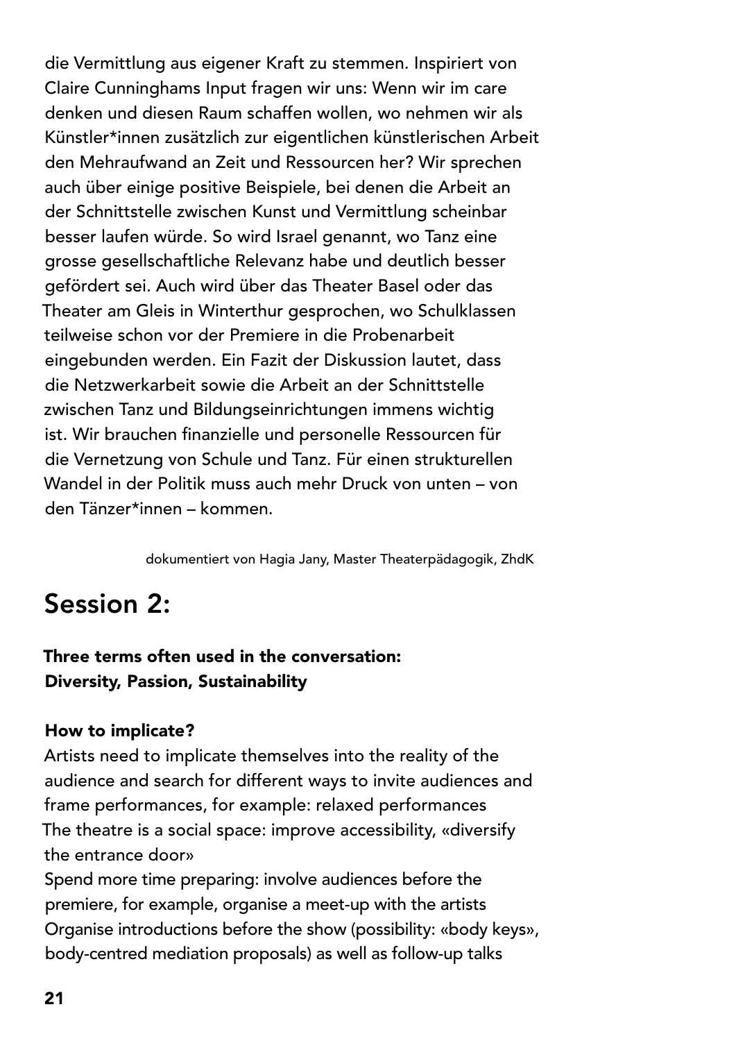die Vermittlung aus eigener Kraft zu stemmen. Inspiriert von Claire Cunninghams Input fragen wir uns: Wenn wir im care denken und diesen Raum schaffen wollen, wo nehmen wir als Künstler*innen zusätzlich zur eigentlichen künstlerischen Arbeit den Mehraufwand an Zeit und Ressourcen her? Wir sprechen auch über einige positive Beispiele, bei denen die Arbeit an der Schnittstelle zwischen Kunst und Vermittlung scheinbar besser laufen würde. So wird Israel genannt, wo Tanz eine grosse gesellschaftliche Relevanz habe und deutlich besser gefördert sei. Auch wird über das Theater Basel oder das Theater am Gleis in Winterthur gesprochen, wo Schulklassen teilweise schon vor der Premiere in die Probenarbeit eingebunden werden. Ein Fazit der Diskussion lautet, dass die Netzwerkarbeit sowie die Arbeit an der Schnittstelle zwischen Tanz und Bildungseinrichtungen immens wichtig ist. Wir brauchen finanzielle und personelle Ressourcen für die Vernetzung von Schule und Tanz. Für einen strukturellen Wandel in der Politik muss auch mehr Druck von unten – von den Tänzer*innen – kommen.

dokumentiert von Hagia Jany, Master Theaterpädagogik, ZhdK

# Session 2:

**Three terms often used in the conversation: Diversity, Passion, Sustainability**

**How to implicate?**

Artists need to implicate themselves into the reality of the audience and search for different ways to invite audiences and frame performances, for example: relaxed performances

The theatre is a social space: improve accessibility, «diversify the entrance door»

Spend more time preparing: involve audiences before the premiere, for example, organise a meet-up with the artists

Organise introductions before the show (possibility: «body keys», body-centred mediation proposals) as well as follow-up talks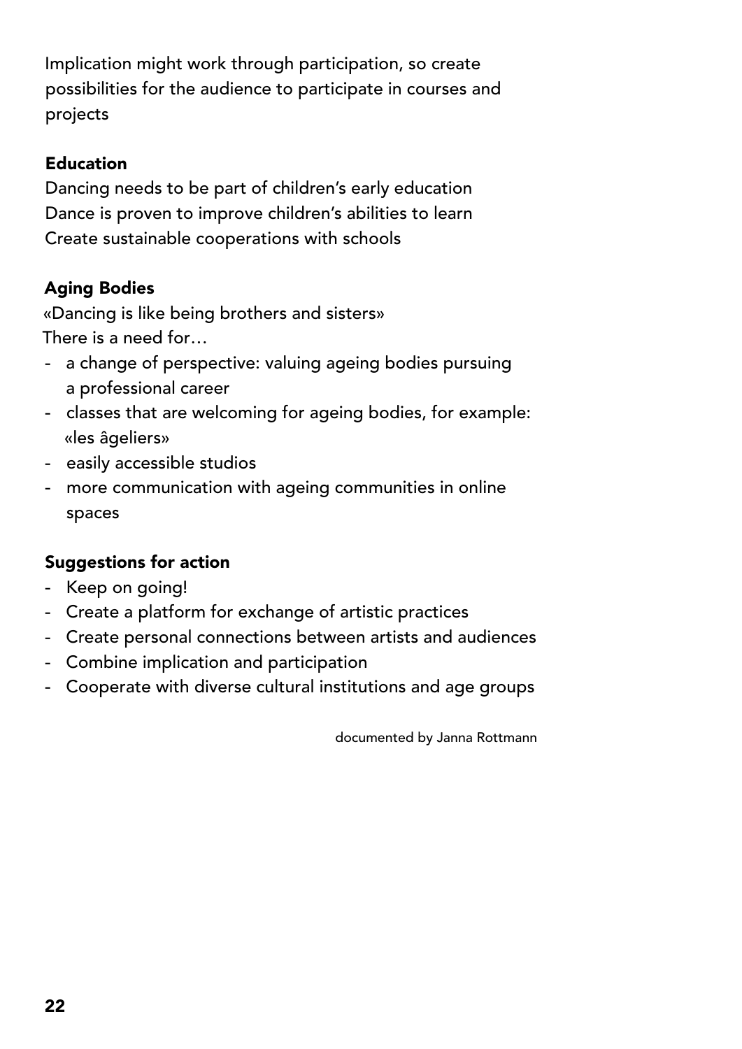Implication might work through participation, so create possibilities for the audience to participate in courses and projects

### Education

Dancing needs to be part of children's early education
Dance is proven to improve children's abilities to learn
Create sustainable cooperations with schools

### Aging Bodies

«Dancing is like being brothers and sisters»
There is a need for…

- a change of perspective: valuing ageing bodies pursuing a professional career
- classes that are welcoming for ageing bodies, for example: «les âgeliers»
- easily accessible studios
- more communication with ageing communities in online spaces

### Suggestions for action

- Keep on going!
- Create a platform for exchange of artistic practices
- Create personal connections between artists and audiences
- Combine implication and participation
- Cooperate with diverse cultural institutions and age groups

documented by Janna Rottmann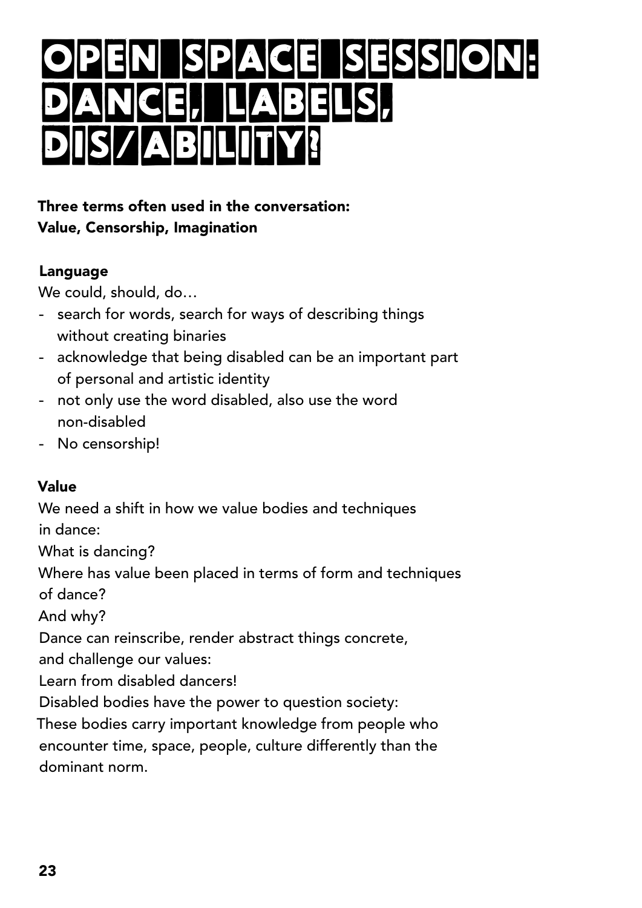# OPEN SPACE SESSION: DANCE, LABELS, DIS/ABILITY?

**Three terms often used in the conversation:**
**Value, Censorship, Imagination**

### Language

We could, should, do…

- search for words, search for ways of describing things without creating binaries
- acknowledge that being disabled can be an important part of personal and artistic identity
- not only use the word disabled, also use the word non-disabled
- No censorship!

### Value

We need a shift in how we value bodies and techniques in dance:
What is dancing?
Where has value been placed in terms of form and techniques of dance?
And why?
Dance can reinscribe, render abstract things concrete, and challenge our values:
Learn from disabled dancers!
Disabled bodies have the power to question society:
These bodies carry important knowledge from people who encounter time, space, people, culture differently than the dominant norm.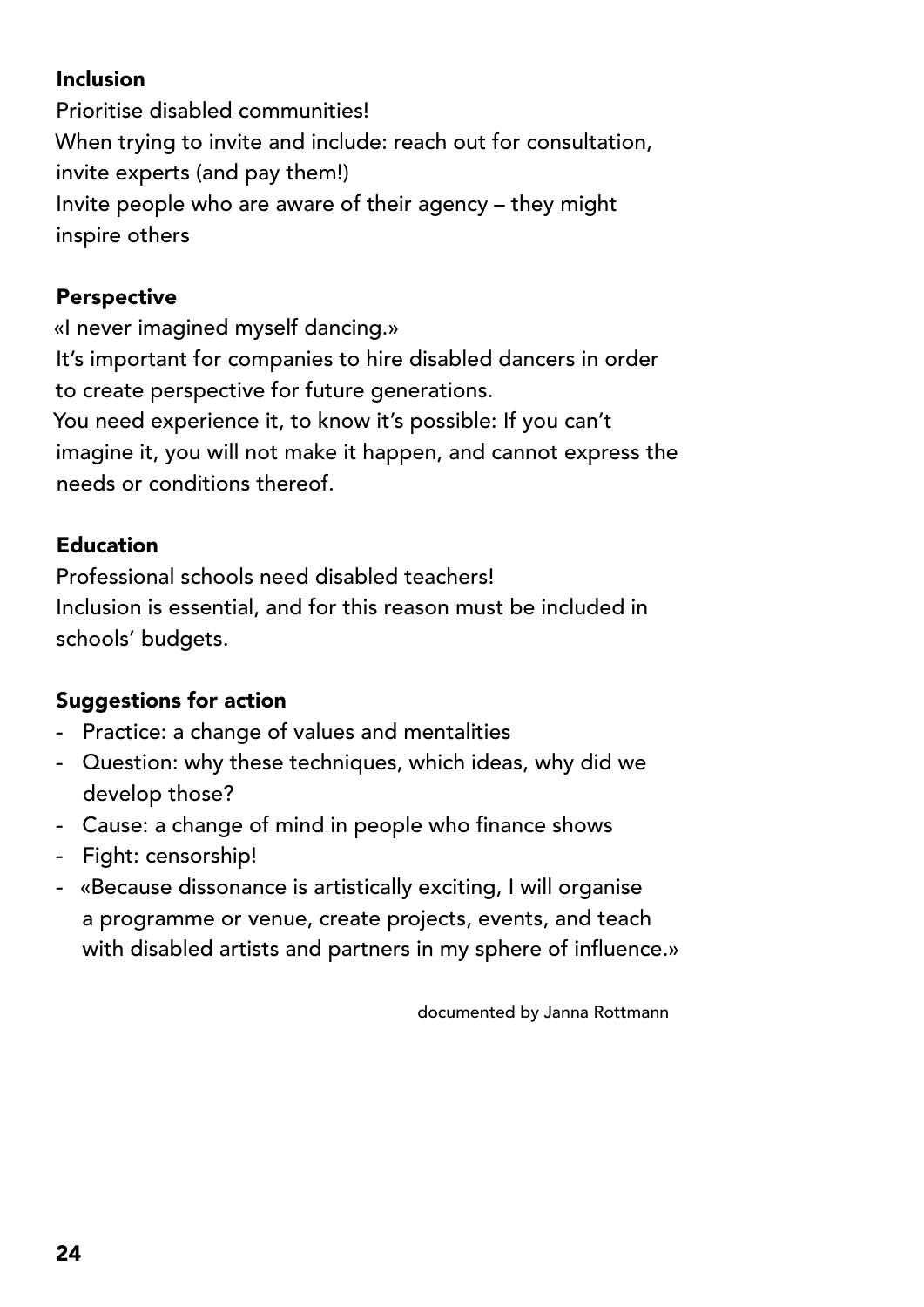**Inclusion**

Prioritise disabled communities!
When trying to invite and include: reach out for consultation, invite experts (and pay them!)
Invite people who are aware of their agency – they might inspire others

**Perspective**

«I never imagined myself dancing.»
It's important for companies to hire disabled dancers in order to create perspective for future generations.
You need experience it, to know it's possible: If you can't imagine it, you will not make it happen, and cannot express the needs or conditions thereof.

**Education**

Professional schools need disabled teachers!
Inclusion is essential, and for this reason must be included in schools' budgets.

**Suggestions for action**

- Practice: a change of values and mentalities
- Question: why these techniques, which ideas, why did we develop those?
- Cause: a change of mind in people who finance shows
- Fight: censorship!
- «Because dissonance is artistically exciting, I will organise a programme or venue, create projects, events, and teach with disabled artists and partners in my sphere of influence.»

documented by Janna Rottmann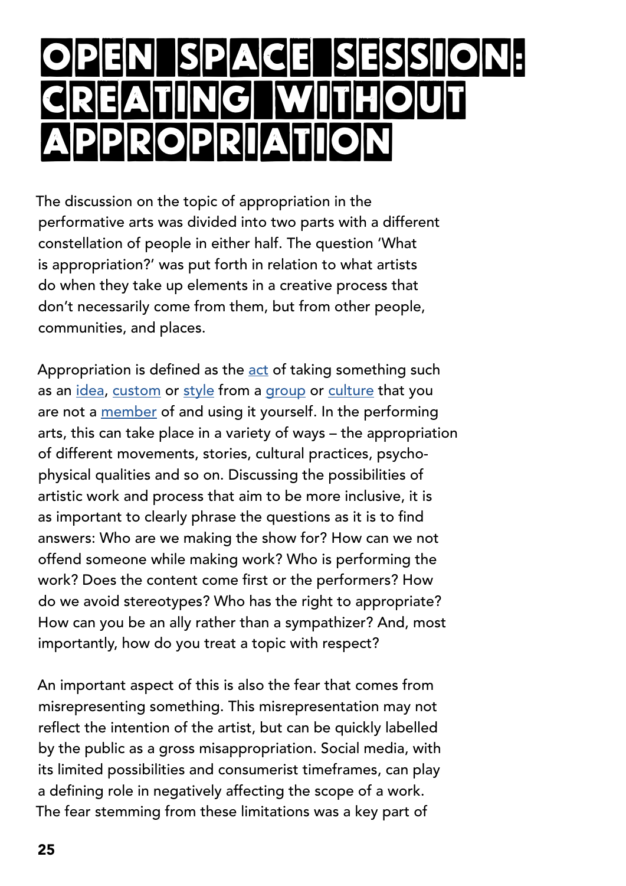# OPEN SPACE SESSION: CREATING WITHOUT APPROPRIATION

The discussion on the topic of appropriation in the performative arts was divided into two parts with a different constellation of people in either half. The question 'What is appropriation?' was put forth in relation to what artists do when they take up elements in a creative process that don't necessarily come from them, but from other people, communities, and places.

Appropriation is defined as the act of taking something such as an idea, custom or style from a group or culture that you are not a member of and using it yourself. In the performing arts, this can take place in a variety of ways – the appropriation of different movements, stories, cultural practices, psycho-physical qualities and so on. Discussing the possibilities of artistic work and process that aim to be more inclusive, it is as important to clearly phrase the questions as it is to find answers: Who are we making the show for? How can we not offend someone while making work? Who is performing the work? Does the content come first or the performers? How do we avoid stereotypes? Who has the right to appropriate? How can you be an ally rather than a sympathizer? And, most importantly, how do you treat a topic with respect?

An important aspect of this is also the fear that comes from misrepresenting something. This misrepresentation may not reflect the intention of the artist, but can be quickly labelled by the public as a gross misappropriation. Social media, with its limited possibilities and consumerist timeframes, can play a defining role in negatively affecting the scope of a work. The fear stemming from these limitations was a key part of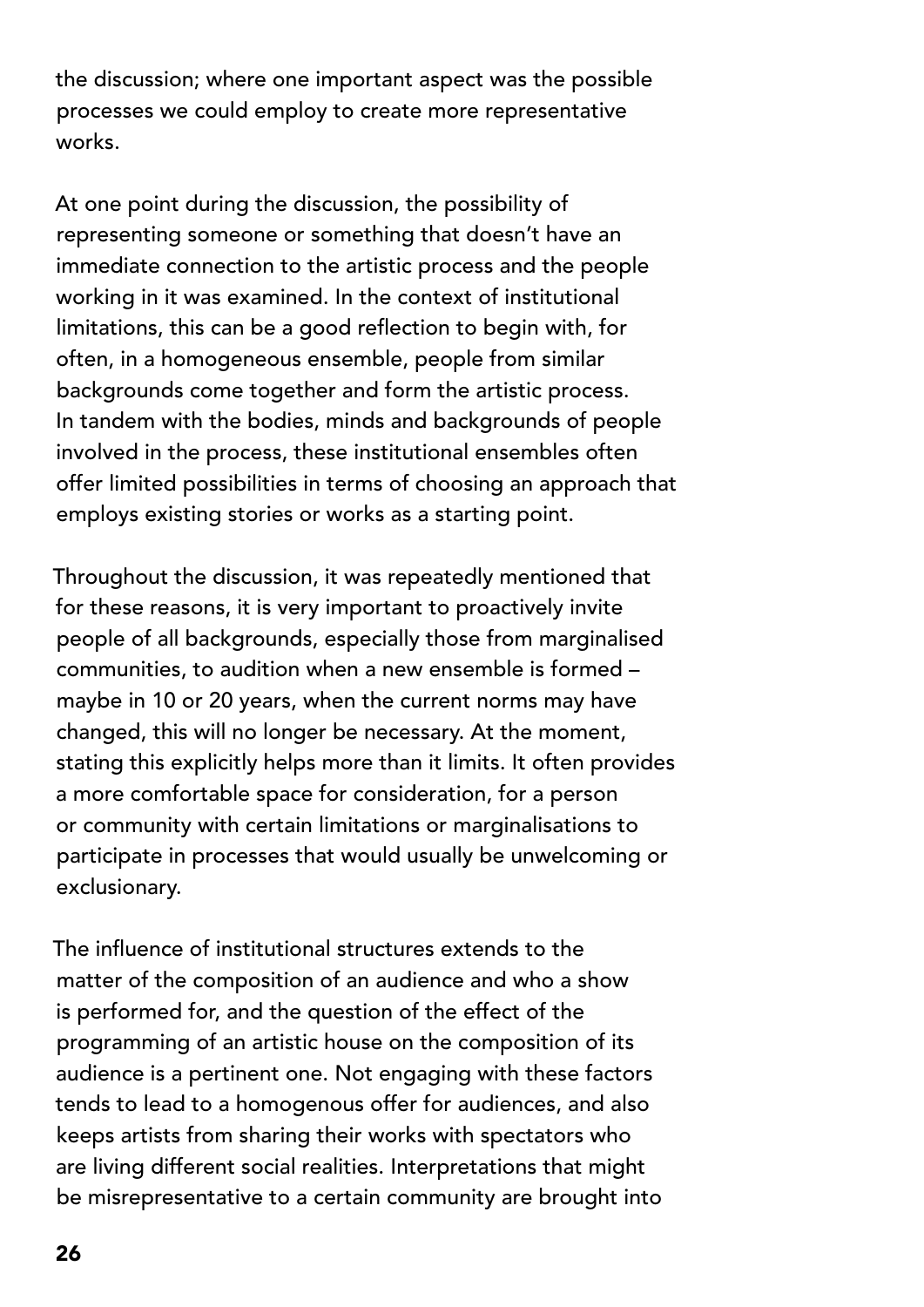the discussion; where one important aspect was the possible processes we could employ to create more representative works.

At one point during the discussion, the possibility of representing someone or something that doesn't have an immediate connection to the artistic process and the people working in it was examined. In the context of institutional limitations, this can be a good reflection to begin with, for often, in a homogeneous ensemble, people from similar backgrounds come together and form the artistic process. In tandem with the bodies, minds and backgrounds of people involved in the process, these institutional ensembles often offer limited possibilities in terms of choosing an approach that employs existing stories or works as a starting point.

Throughout the discussion, it was repeatedly mentioned that for these reasons, it is very important to proactively invite people of all backgrounds, especially those from marginalised communities, to audition when a new ensemble is formed – maybe in 10 or 20 years, when the current norms may have changed, this will no longer be necessary. At the moment, stating this explicitly helps more than it limits. It often provides a more comfortable space for consideration, for a person or community with certain limitations or marginalisations to participate in processes that would usually be unwelcoming or exclusionary.

The influence of institutional structures extends to the matter of the composition of an audience and who a show is performed for, and the question of the effect of the programming of an artistic house on the composition of its audience is a pertinent one. Not engaging with these factors tends to lead to a homogenous offer for audiences, and also keeps artists from sharing their works with spectators who are living different social realities. Interpretations that might be misrepresentative to a certain community are brought into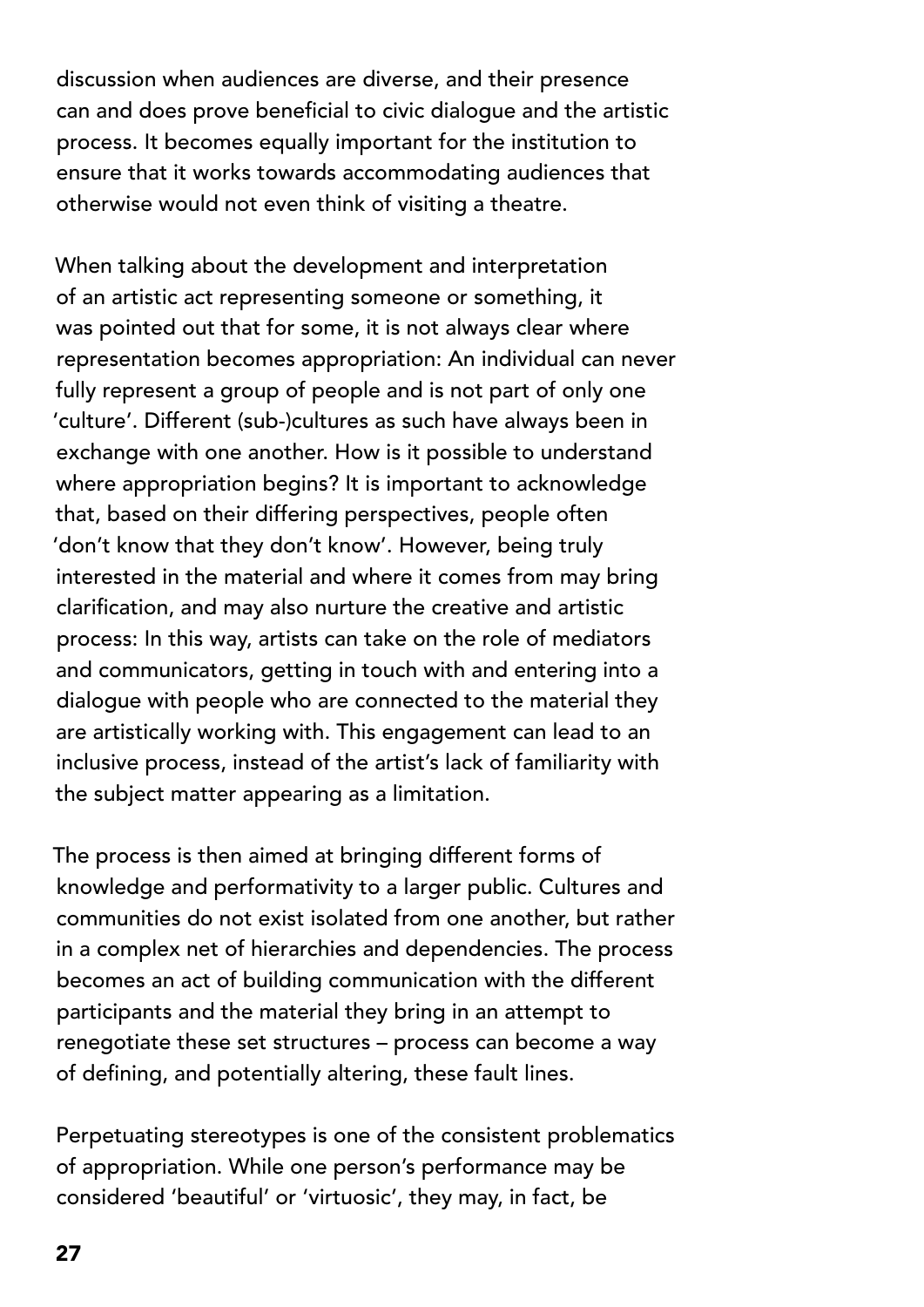discussion when audiences are diverse, and their presence can and does prove beneficial to civic dialogue and the artistic process. It becomes equally important for the institution to ensure that it works towards accommodating audiences that otherwise would not even think of visiting a theatre.

When talking about the development and interpretation of an artistic act representing someone or something, it was pointed out that for some, it is not always clear where representation becomes appropriation: An individual can never fully represent a group of people and is not part of only one 'culture'. Different (sub-)cultures as such have always been in exchange with one another. How is it possible to understand where appropriation begins? It is important to acknowledge that, based on their differing perspectives, people often 'don't know that they don't know'. However, being truly interested in the material and where it comes from may bring clarification, and may also nurture the creative and artistic process: In this way, artists can take on the role of mediators and communicators, getting in touch with and entering into a dialogue with people who are connected to the material they are artistically working with. This engagement can lead to an inclusive process, instead of the artist's lack of familiarity with the subject matter appearing as a limitation.

The process is then aimed at bringing different forms of knowledge and performativity to a larger public. Cultures and communities do not exist isolated from one another, but rather in a complex net of hierarchies and dependencies. The process becomes an act of building communication with the different participants and the material they bring in an attempt to renegotiate these set structures – process can become a way of defining, and potentially altering, these fault lines.

Perpetuating stereotypes is one of the consistent problematics of appropriation. While one person's performance may be considered 'beautiful' or 'virtuosic', they may, in fact, be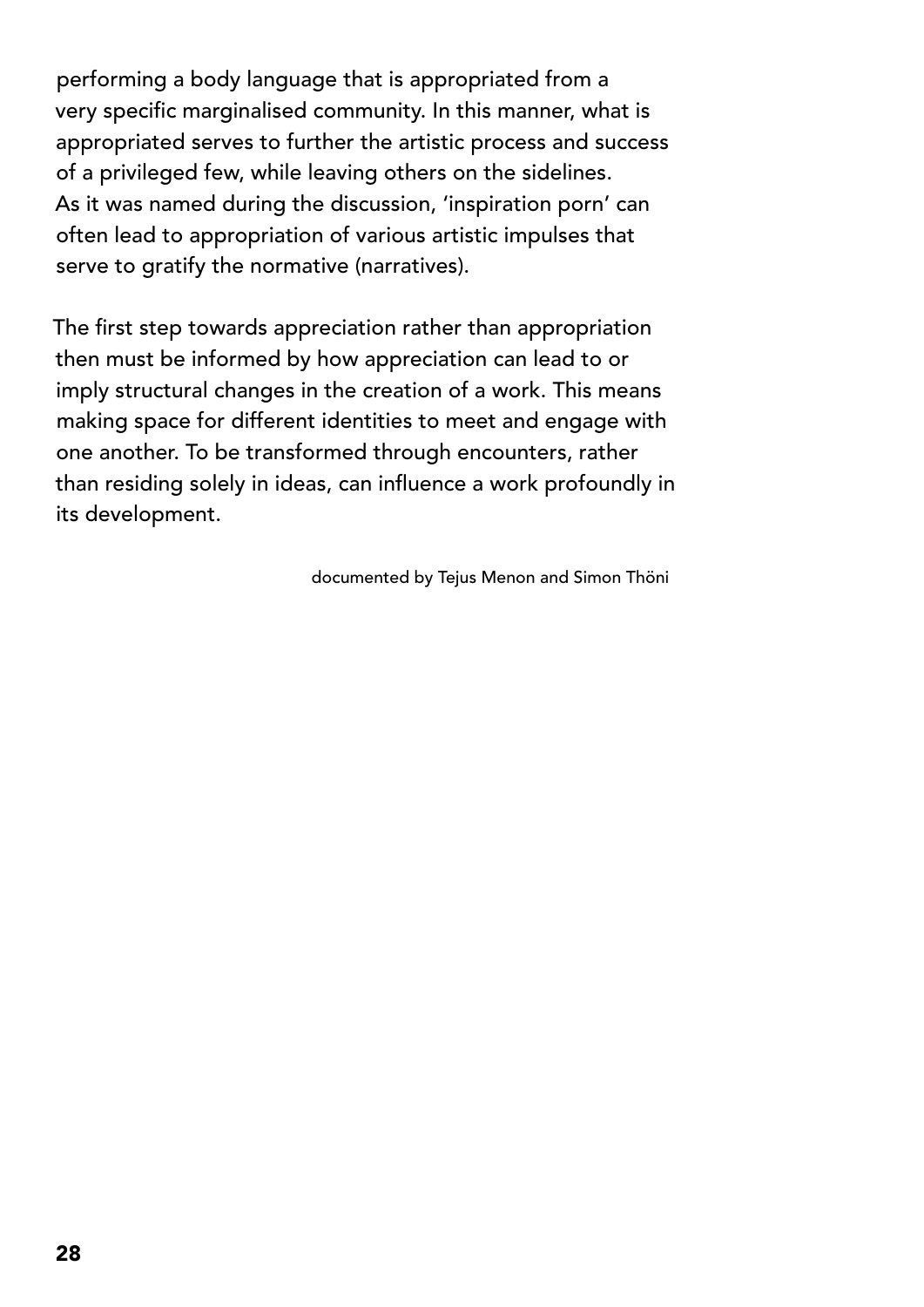performing a body language that is appropriated from a very specific marginalised community. In this manner, what is appropriated serves to further the artistic process and success of a privileged few, while leaving others on the sidelines. As it was named during the discussion, 'inspiration porn' can often lead to appropriation of various artistic impulses that serve to gratify the normative (narratives).

The first step towards appreciation rather than appropriation then must be informed by how appreciation can lead to or imply structural changes in the creation of a work. This means making space for different identities to meet and engage with one another. To be transformed through encounters, rather than residing solely in ideas, can influence a work profoundly in its development.

documented by Tejus Menon and Simon Thöni